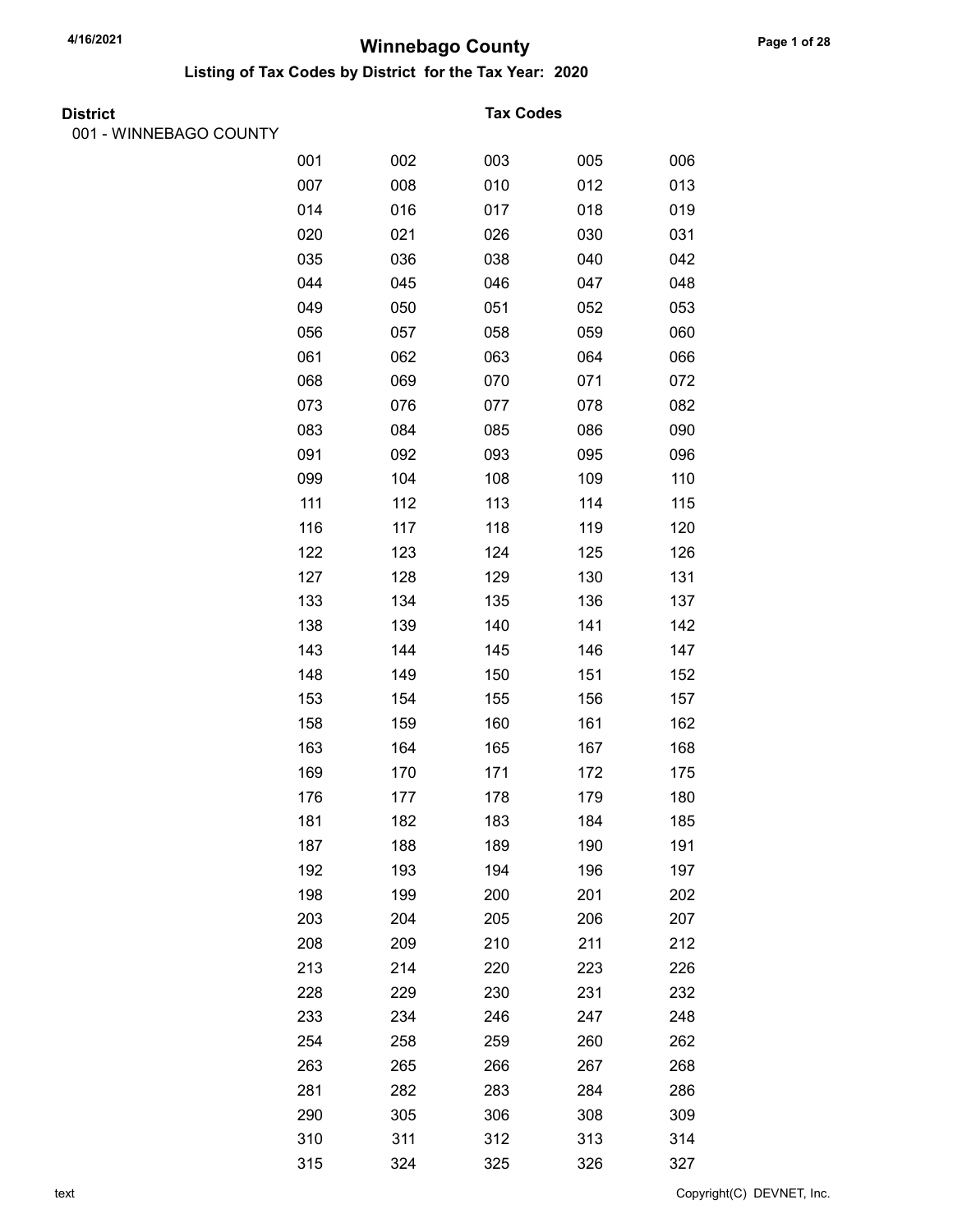# Winnebago County

## Listing of Tax Codes by District for the Tax Year: 2020

**District** | **Tax Codes**

001 - WINNEBAGO COUNTY

| | | | | |
|---|---|---|---|---|
| 001 | 002 | 003 | 005 | 006 |
| 007 | 008 | 010 | 012 | 013 |
| 014 | 016 | 017 | 018 | 019 |
| 020 | 021 | 026 | 030 | 031 |
| 035 | 036 | 038 | 040 | 042 |
| 044 | 045 | 046 | 047 | 048 |
| 049 | 050 | 051 | 052 | 053 |
| 056 | 057 | 058 | 059 | 060 |
| 061 | 062 | 063 | 064 | 066 |
| 068 | 069 | 070 | 071 | 072 |
| 073 | 076 | 077 | 078 | 082 |
| 083 | 084 | 085 | 086 | 090 |
| 091 | 092 | 093 | 095 | 096 |
| 099 | 104 | 108 | 109 | 110 |
| 111 | 112 | 113 | 114 | 115 |
| 116 | 117 | 118 | 119 | 120 |
| 122 | 123 | 124 | 125 | 126 |
| 127 | 128 | 129 | 130 | 131 |
| 133 | 134 | 135 | 136 | 137 |
| 138 | 139 | 140 | 141 | 142 |
| 143 | 144 | 145 | 146 | 147 |
| 148 | 149 | 150 | 151 | 152 |
| 153 | 154 | 155 | 156 | 157 |
| 158 | 159 | 160 | 161 | 162 |
| 163 | 164 | 165 | 167 | 168 |
| 169 | 170 | 171 | 172 | 175 |
| 176 | 177 | 178 | 179 | 180 |
| 181 | 182 | 183 | 184 | 185 |
| 187 | 188 | 189 | 190 | 191 |
| 192 | 193 | 194 | 196 | 197 |
| 198 | 199 | 200 | 201 | 202 |
| 203 | 204 | 205 | 206 | 207 |
| 208 | 209 | 210 | 211 | 212 |
| 213 | 214 | 220 | 223 | 226 |
| 228 | 229 | 230 | 231 | 232 |
| 233 | 234 | 246 | 247 | 248 |
| 254 | 258 | 259 | 260 | 262 |
| 263 | 265 | 266 | 267 | 268 |
| 281 | 282 | 283 | 284 | 286 |
| 290 | 305 | 306 | 308 | 309 |
| 310 | 311 | 312 | 313 | 314 |
| 315 | 324 | 325 | 326 | 327 |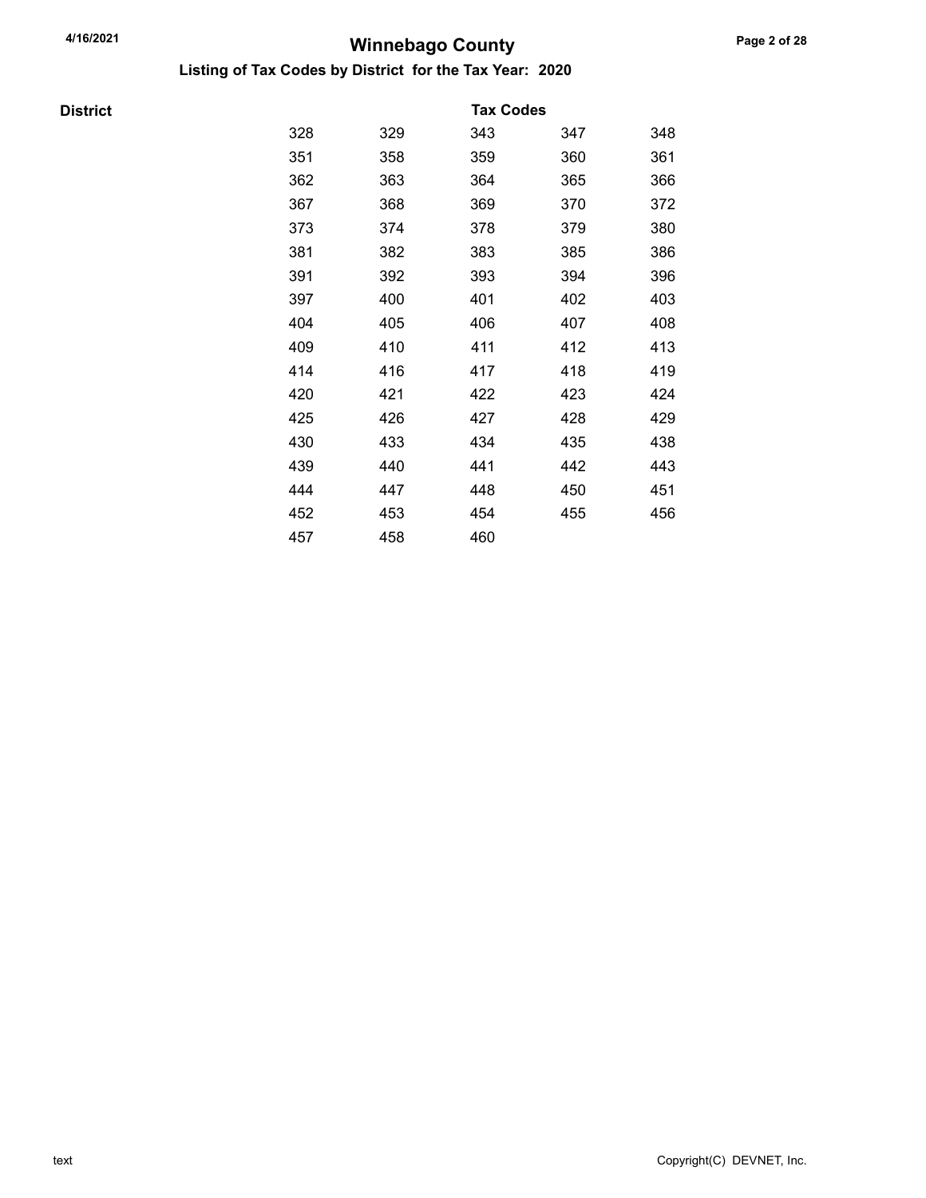# Winnebago County

## Listing of Tax Codes by District for the Tax Year: 2020

| District | Tax Codes | | | | |
|---|---|---|---|---|---|
| | 328 | 329 | 343 | 347 | 348 |
| | 351 | 358 | 359 | 360 | 361 |
| | 362 | 363 | 364 | 365 | 366 |
| | 367 | 368 | 369 | 370 | 372 |
| | 373 | 374 | 378 | 379 | 380 |
| | 381 | 382 | 383 | 385 | 386 |
| | 391 | 392 | 393 | 394 | 396 |
| | 397 | 400 | 401 | 402 | 403 |
| | 404 | 405 | 406 | 407 | 408 |
| | 409 | 410 | 411 | 412 | 413 |
| | 414 | 416 | 417 | 418 | 419 |
| | 420 | 421 | 422 | 423 | 424 |
| | 425 | 426 | 427 | 428 | 429 |
| | 430 | 433 | 434 | 435 | 438 |
| | 439 | 440 | 441 | 442 | 443 |
| | 444 | 447 | 448 | 450 | 451 |
| | 452 | 453 | 454 | 455 | 456 |
| | 457 | 458 | 460 | | |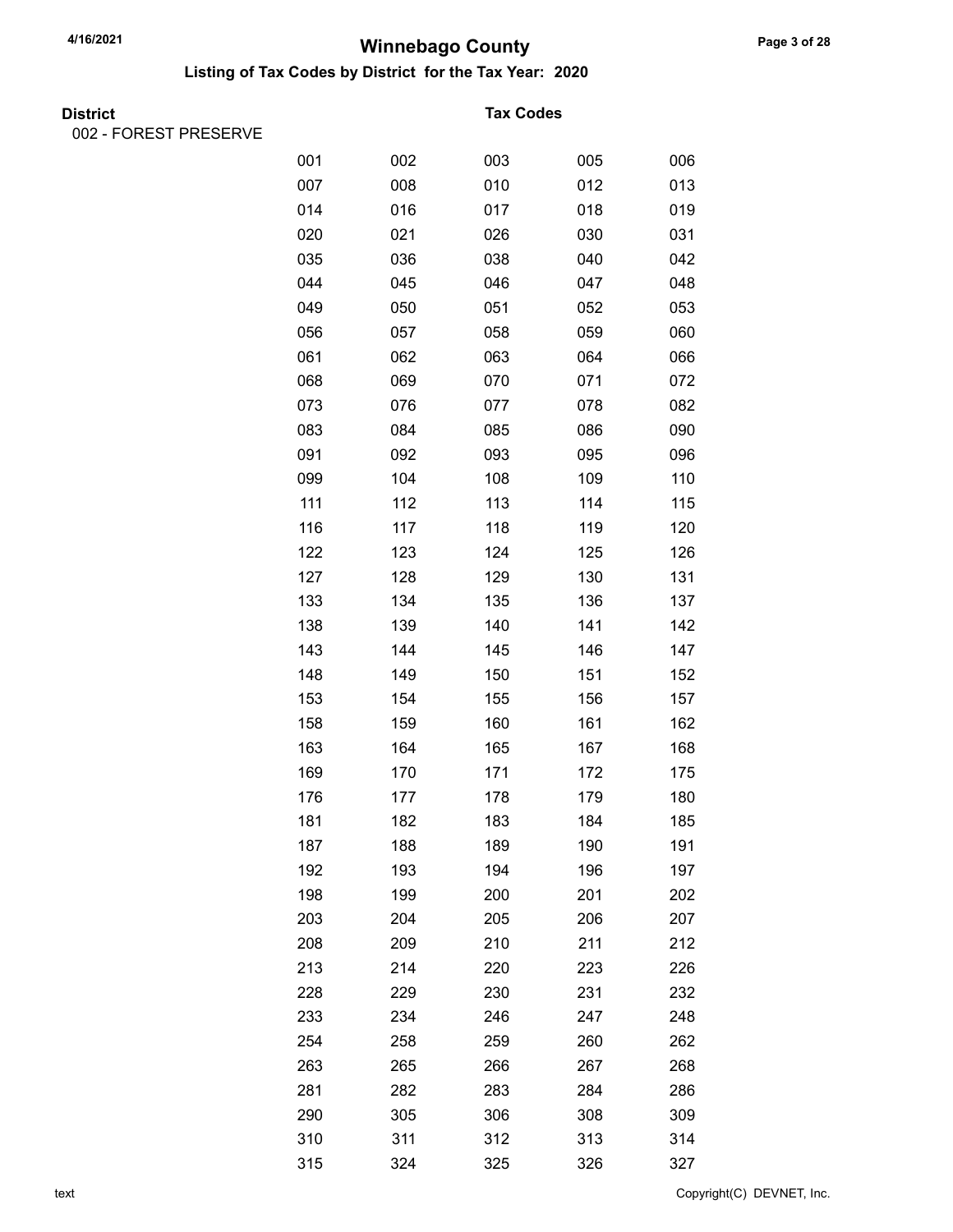# Winnebago County

## Listing of Tax Codes by District for the Tax Year: 2020

**District** | **Tax Codes**

002 - FOREST PRESERVE

| | | | | |
|---|---|---|---|---|
| 001 | 002 | 003 | 005 | 006 |
| 007 | 008 | 010 | 012 | 013 |
| 014 | 016 | 017 | 018 | 019 |
| 020 | 021 | 026 | 030 | 031 |
| 035 | 036 | 038 | 040 | 042 |
| 044 | 045 | 046 | 047 | 048 |
| 049 | 050 | 051 | 052 | 053 |
| 056 | 057 | 058 | 059 | 060 |
| 061 | 062 | 063 | 064 | 066 |
| 068 | 069 | 070 | 071 | 072 |
| 073 | 076 | 077 | 078 | 082 |
| 083 | 084 | 085 | 086 | 090 |
| 091 | 092 | 093 | 095 | 096 |
| 099 | 104 | 108 | 109 | 110 |
| 111 | 112 | 113 | 114 | 115 |
| 116 | 117 | 118 | 119 | 120 |
| 122 | 123 | 124 | 125 | 126 |
| 127 | 128 | 129 | 130 | 131 |
| 133 | 134 | 135 | 136 | 137 |
| 138 | 139 | 140 | 141 | 142 |
| 143 | 144 | 145 | 146 | 147 |
| 148 | 149 | 150 | 151 | 152 |
| 153 | 154 | 155 | 156 | 157 |
| 158 | 159 | 160 | 161 | 162 |
| 163 | 164 | 165 | 167 | 168 |
| 169 | 170 | 171 | 172 | 175 |
| 176 | 177 | 178 | 179 | 180 |
| 181 | 182 | 183 | 184 | 185 |
| 187 | 188 | 189 | 190 | 191 |
| 192 | 193 | 194 | 196 | 197 |
| 198 | 199 | 200 | 201 | 202 |
| 203 | 204 | 205 | 206 | 207 |
| 208 | 209 | 210 | 211 | 212 |
| 213 | 214 | 220 | 223 | 226 |
| 228 | 229 | 230 | 231 | 232 |
| 233 | 234 | 246 | 247 | 248 |
| 254 | 258 | 259 | 260 | 262 |
| 263 | 265 | 266 | 267 | 268 |
| 281 | 282 | 283 | 284 | 286 |
| 290 | 305 | 306 | 308 | 309 |
| 310 | 311 | 312 | 313 | 314 |
| 315 | 324 | 325 | 326 | 327 |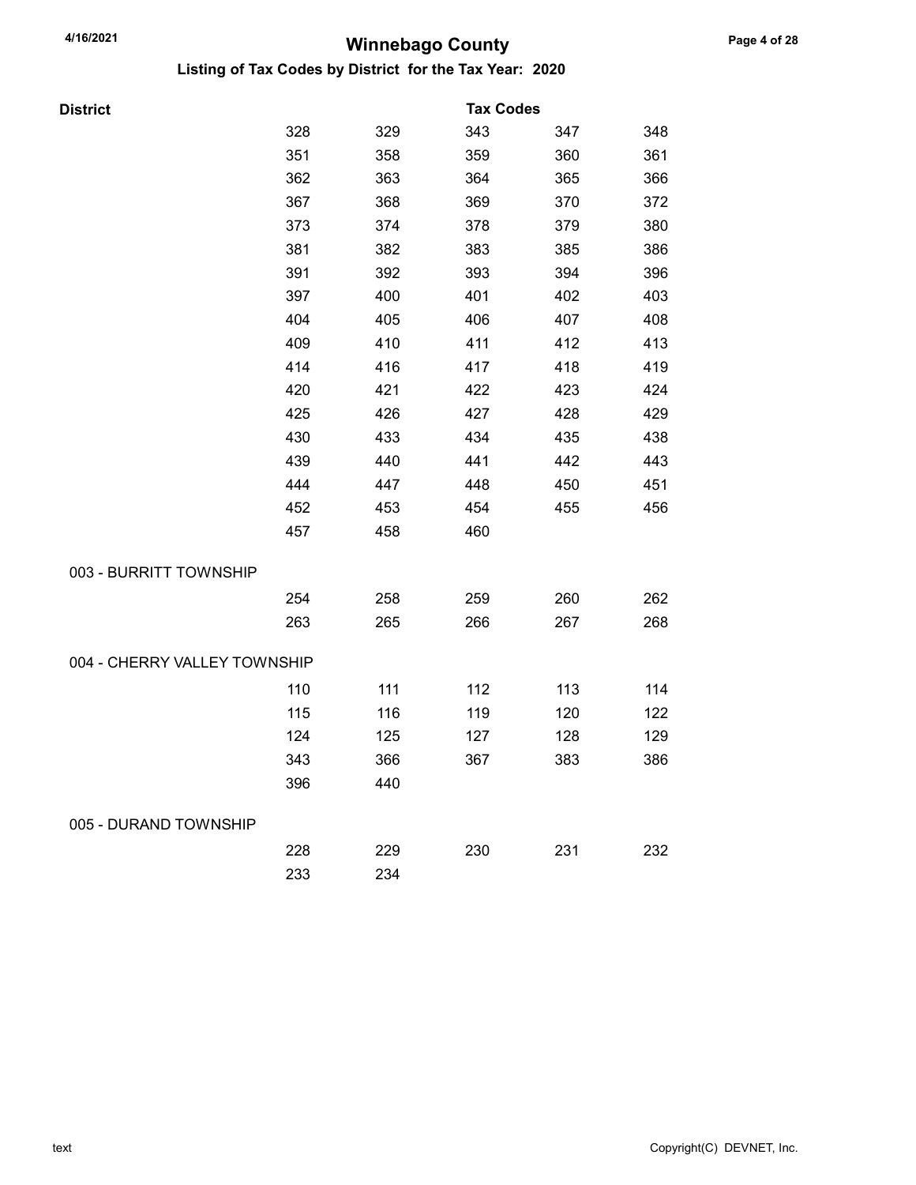# Winnebago County

## Listing of Tax Codes by District for the Tax Year: 2020

| District | Tax Codes | | | | |
|---|---|---|---|---|---|
| | 328 | 329 | 343 | 347 | 348 |
| | 351 | 358 | 359 | 360 | 361 |
| | 362 | 363 | 364 | 365 | 366 |
| | 367 | 368 | 369 | 370 | 372 |
| | 373 | 374 | 378 | 379 | 380 |
| | 381 | 382 | 383 | 385 | 386 |
| | 391 | 392 | 393 | 394 | 396 |
| | 397 | 400 | 401 | 402 | 403 |
| | 404 | 405 | 406 | 407 | 408 |
| | 409 | 410 | 411 | 412 | 413 |
| | 414 | 416 | 417 | 418 | 419 |
| | 420 | 421 | 422 | 423 | 424 |
| | 425 | 426 | 427 | 428 | 429 |
| | 430 | 433 | 434 | 435 | 438 |
| | 439 | 440 | 441 | 442 | 443 |
| | 444 | 447 | 448 | 450 | 451 |
| | 452 | 453 | 454 | 455 | 456 |
| | 457 | 458 | 460 | | |
| 003 - BURRITT TOWNSHIP | | | | | |
| | 254 | 258 | 259 | 260 | 262 |
| | 263 | 265 | 266 | 267 | 268 |
| 004 - CHERRY VALLEY TOWNSHIP | | | | | |
| | 110 | 111 | 112 | 113 | 114 |
| | 115 | 116 | 119 | 120 | 122 |
| | 124 | 125 | 127 | 128 | 129 |
| | 343 | 366 | 367 | 383 | 386 |
| | 396 | 440 | | | |
| 005 - DURAND TOWNSHIP | | | | | |
| | 228 | 229 | 230 | 231 | 232 |
| | 233 | 234 | | | |

text

Copyright(C) DEVNET, Inc.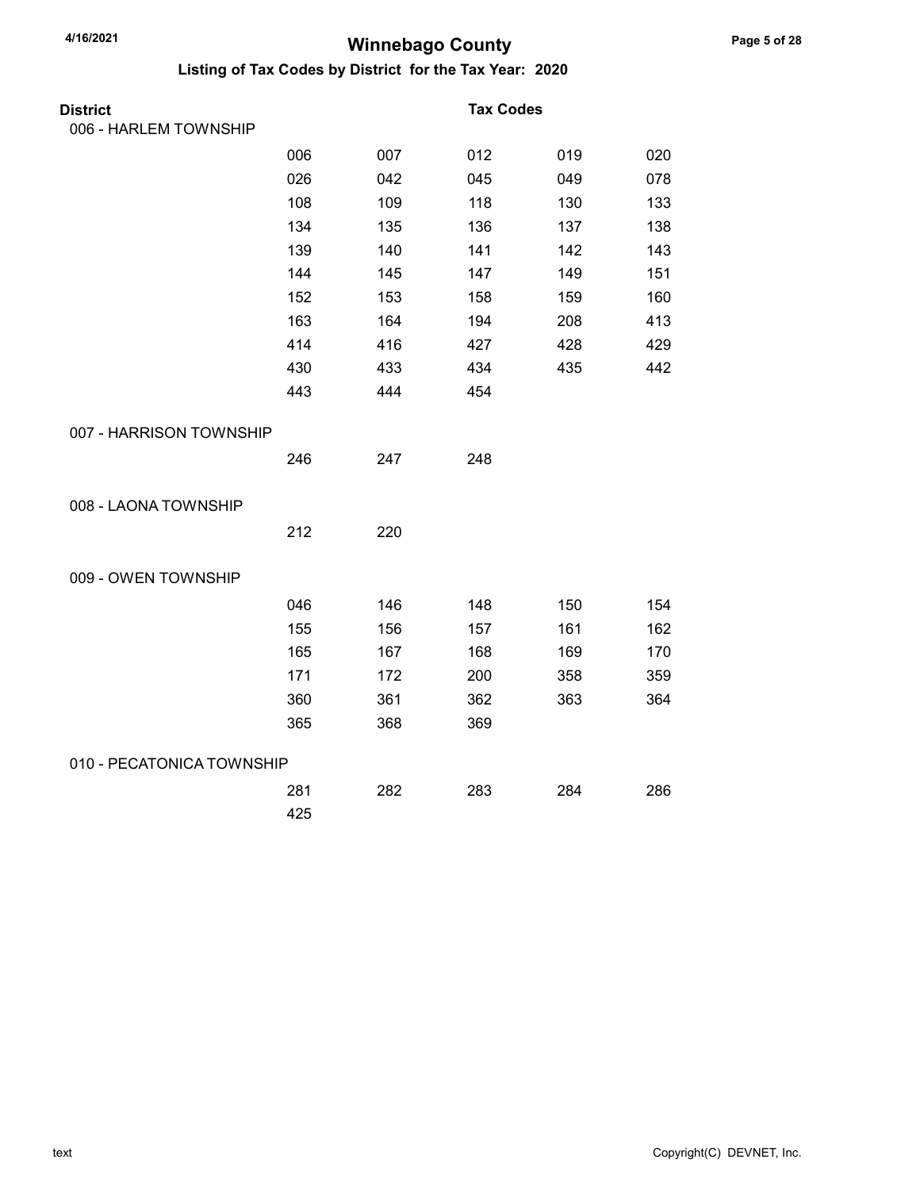# Winnebago County

## Listing of Tax Codes by District for the Tax Year: 2020

| District | Tax Codes | | | | |
|---|---|---|---|---|---|
| 006 - HARLEM TOWNSHIP | | | | | |
| | 006 | 007 | 012 | 019 | 020 |
| | 026 | 042 | 045 | 049 | 078 |
| | 108 | 109 | 118 | 130 | 133 |
| | 134 | 135 | 136 | 137 | 138 |
| | 139 | 140 | 141 | 142 | 143 |
| | 144 | 145 | 147 | 149 | 151 |
| | 152 | 153 | 158 | 159 | 160 |
| | 163 | 164 | 194 | 208 | 413 |
| | 414 | 416 | 427 | 428 | 429 |
| | 430 | 433 | 434 | 435 | 442 |
| | 443 | 444 | 454 | | |
| 007 - HARRISON TOWNSHIP | | | | | |
| | 246 | 247 | 248 | | |
| 008 - LAONA TOWNSHIP | | | | | |
| | 212 | 220 | | | |
| 009 - OWEN TOWNSHIP | | | | | |
| | 046 | 146 | 148 | 150 | 154 |
| | 155 | 156 | 157 | 161 | 162 |
| | 165 | 167 | 168 | 169 | 170 |
| | 171 | 172 | 200 | 358 | 359 |
| | 360 | 361 | 362 | 363 | 364 |
| | 365 | 368 | 369 | | |
| 010 - PECATONICA TOWNSHIP | | | | | |
| | 281 | 282 | 283 | 284 | 286 |
| | 425 | | | | |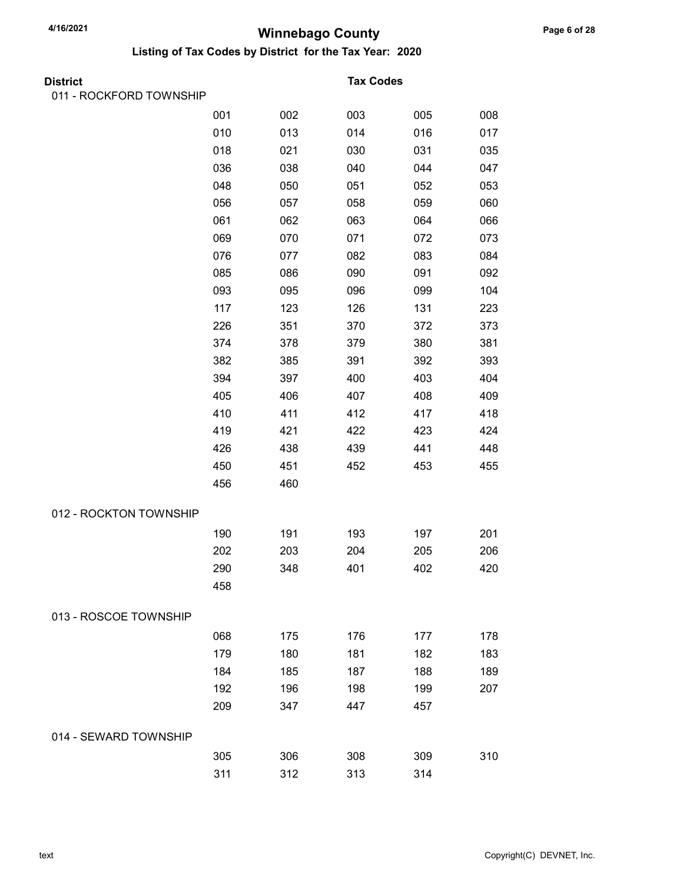# Winnebago County

## Listing of Tax Codes by District for the Tax Year: 2020

| District | Tax Codes | | | | |
|---|---|---|---|---|---|
| 011 - ROCKFORD TOWNSHIP | | | | | |
| | 001 | 002 | 003 | 005 | 008 |
| | 010 | 013 | 014 | 016 | 017 |
| | 018 | 021 | 030 | 031 | 035 |
| | 036 | 038 | 040 | 044 | 047 |
| | 048 | 050 | 051 | 052 | 053 |
| | 056 | 057 | 058 | 059 | 060 |
| | 061 | 062 | 063 | 064 | 066 |
| | 069 | 070 | 071 | 072 | 073 |
| | 076 | 077 | 082 | 083 | 084 |
| | 085 | 086 | 090 | 091 | 092 |
| | 093 | 095 | 096 | 099 | 104 |
| | 117 | 123 | 126 | 131 | 223 |
| | 226 | 351 | 370 | 372 | 373 |
| | 374 | 378 | 379 | 380 | 381 |
| | 382 | 385 | 391 | 392 | 393 |
| | 394 | 397 | 400 | 403 | 404 |
| | 405 | 406 | 407 | 408 | 409 |
| | 410 | 411 | 412 | 417 | 418 |
| | 419 | 421 | 422 | 423 | 424 |
| | 426 | 438 | 439 | 441 | 448 |
| | 450 | 451 | 452 | 453 | 455 |
| | 456 | 460 | | | |
| 012 - ROCKTON TOWNSHIP | | | | | |
| | 190 | 191 | 193 | 197 | 201 |
| | 202 | 203 | 204 | 205 | 206 |
| | 290 | 348 | 401 | 402 | 420 |
| | 458 | | | | |
| 013 - ROSCOE TOWNSHIP | | | | | |
| | 068 | 175 | 176 | 177 | 178 |
| | 179 | 180 | 181 | 182 | 183 |
| | 184 | 185 | 187 | 188 | 189 |
| | 192 | 196 | 198 | 199 | 207 |
| | 209 | 347 | 447 | 457 | |
| 014 - SEWARD TOWNSHIP | | | | | |
| | 305 | 306 | 308 | 309 | 310 |
| | 311 | 312 | 313 | 314 | |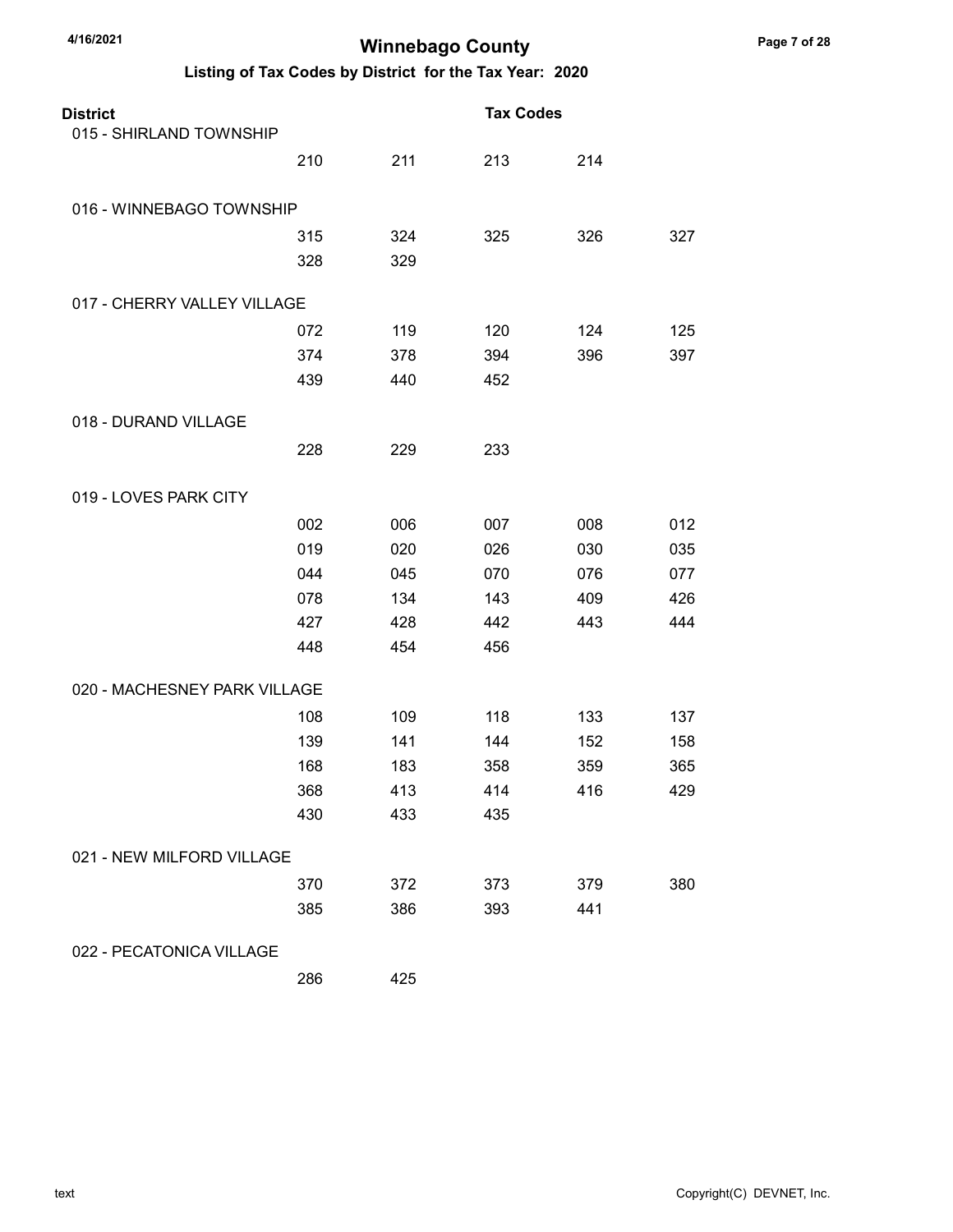# Winnebago County

## Listing of Tax Codes by District for the Tax Year: 2020

| District | | | Tax Codes | | |
|---|---|---|---|---|---|
| 015 - SHIRLAND TOWNSHIP | | | | | |
| | 210 | 211 | 213 | 214 | |
| 016 - WINNEBAGO TOWNSHIP | | | | | |
| | 315 | 324 | 325 | 326 | 327 |
| | 328 | 329 | | | |
| 017 - CHERRY VALLEY VILLAGE | | | | | |
| | 072 | 119 | 120 | 124 | 125 |
| | 374 | 378 | 394 | 396 | 397 |
| | 439 | 440 | 452 | | |
| 018 - DURAND VILLAGE | | | | | |
| | 228 | 229 | 233 | | |
| 019 - LOVES PARK CITY | | | | | |
| | 002 | 006 | 007 | 008 | 012 |
| | 019 | 020 | 026 | 030 | 035 |
| | 044 | 045 | 070 | 076 | 077 |
| | 078 | 134 | 143 | 409 | 426 |
| | 427 | 428 | 442 | 443 | 444 |
| | 448 | 454 | 456 | | |
| 020 - MACHESNEY PARK VILLAGE | | | | | |
| | 108 | 109 | 118 | 133 | 137 |
| | 139 | 141 | 144 | 152 | 158 |
| | 168 | 183 | 358 | 359 | 365 |
| | 368 | 413 | 414 | 416 | 429 |
| | 430 | 433 | 435 | | |
| 021 - NEW MILFORD VILLAGE | | | | | |
| | 370 | 372 | 373 | 379 | 380 |
| | 385 | 386 | 393 | 441 | |
| 022 - PECATONICA VILLAGE | | | | | |
| | 286 | 425 | | | |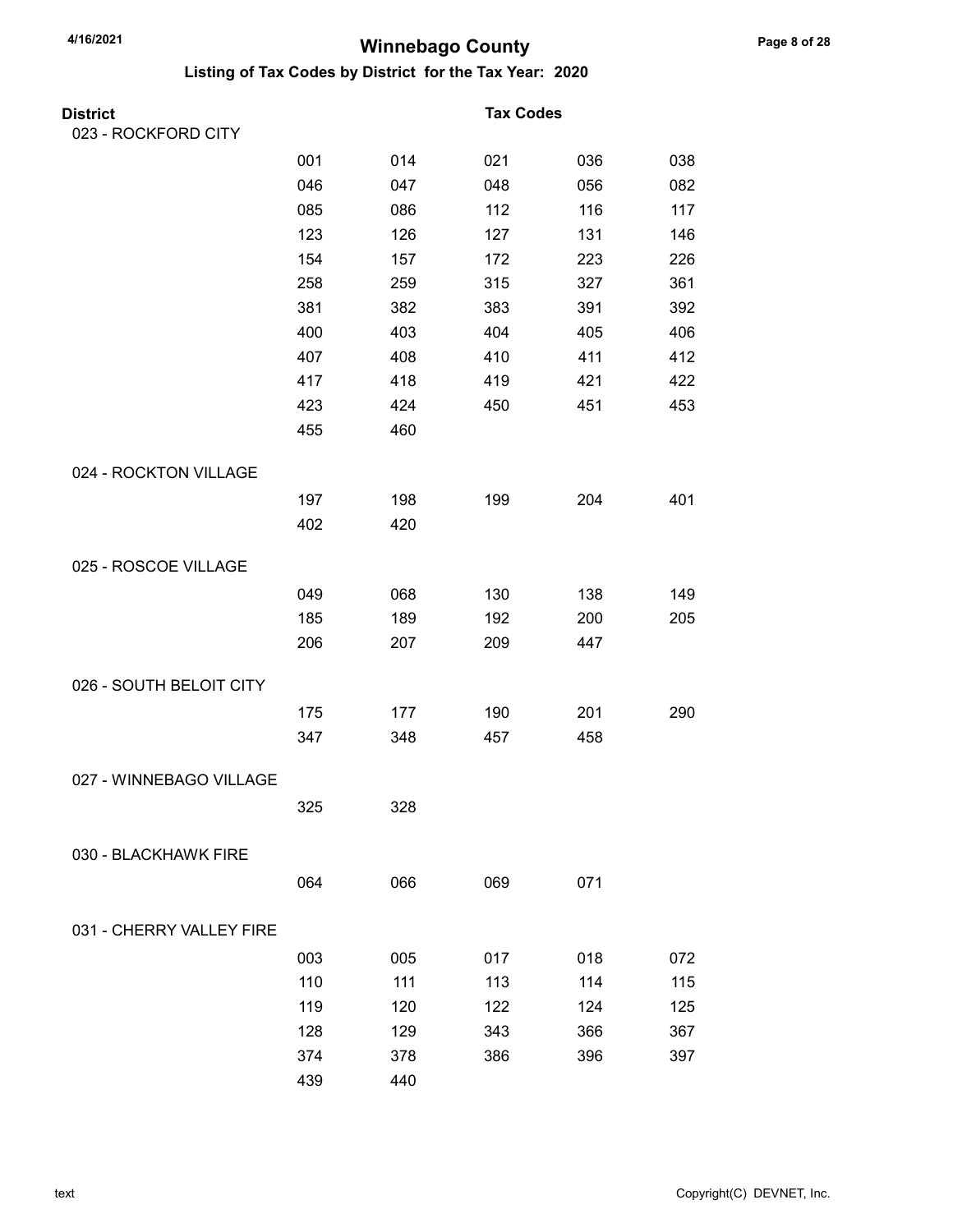# Winnebago County

## Listing of Tax Codes by District for the Tax Year: 2020

| District | Tax Codes | | | | |
|---|---|---|---|---|---|
| 023 - ROCKFORD CITY | | | | | |
| | 001 | 014 | 021 | 036 | 038 |
| | 046 | 047 | 048 | 056 | 082 |
| | 085 | 086 | 112 | 116 | 117 |
| | 123 | 126 | 127 | 131 | 146 |
| | 154 | 157 | 172 | 223 | 226 |
| | 258 | 259 | 315 | 327 | 361 |
| | 381 | 382 | 383 | 391 | 392 |
| | 400 | 403 | 404 | 405 | 406 |
| | 407 | 408 | 410 | 411 | 412 |
| | 417 | 418 | 419 | 421 | 422 |
| | 423 | 424 | 450 | 451 | 453 |
| | 455 | 460 | | | |
| 024 - ROCKTON VILLAGE | | | | | |
| | 197 | 198 | 199 | 204 | 401 |
| | 402 | 420 | | | |
| 025 - ROSCOE VILLAGE | | | | | |
| | 049 | 068 | 130 | 138 | 149 |
| | 185 | 189 | 192 | 200 | 205 |
| | 206 | 207 | 209 | 447 | |
| 026 - SOUTH BELOIT CITY | | | | | |
| | 175 | 177 | 190 | 201 | 290 |
| | 347 | 348 | 457 | 458 | |
| 027 - WINNEBAGO VILLAGE | | | | | |
| | 325 | 328 | | | |
| 030 - BLACKHAWK FIRE | | | | | |
| | 064 | 066 | 069 | 071 | |
| 031 - CHERRY VALLEY FIRE | | | | | |
| | 003 | 005 | 017 | 018 | 072 |
| | 110 | 111 | 113 | 114 | 115 |
| | 119 | 120 | 122 | 124 | 125 |
| | 128 | 129 | 343 | 366 | 367 |
| | 374 | 378 | 386 | 396 | 397 |
| | 439 | 440 | | | |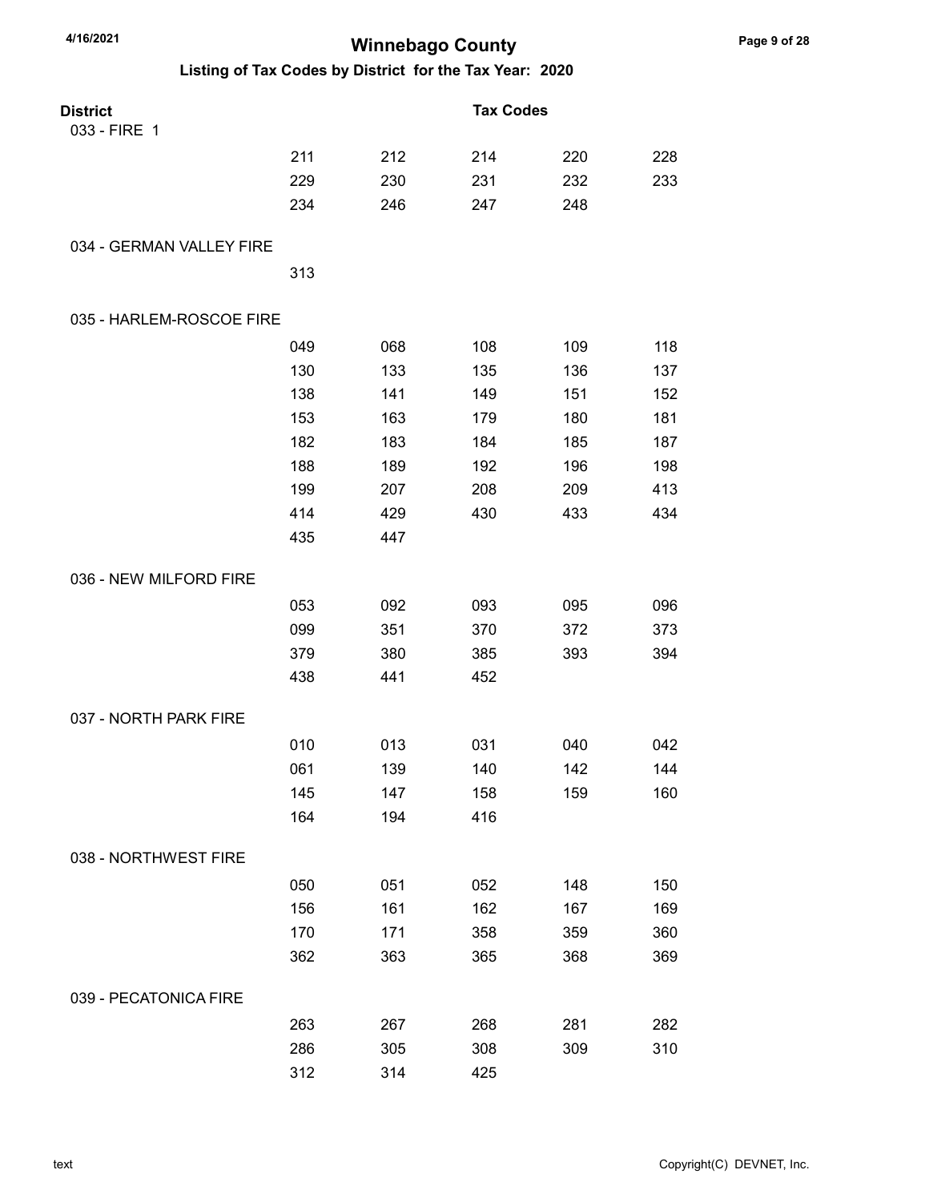# Winnebago County

## Listing of Tax Codes by District for the Tax Year: 2020

| District | Tax Codes | | | | |
|---|---|---|---|---|---|
| 033 - FIRE 1 | | | | | |
| | 211 | 212 | 214 | 220 | 228 |
| | 229 | 230 | 231 | 232 | 233 |
| | 234 | 246 | 247 | 248 | |
| 034 - GERMAN VALLEY FIRE | | | | | |
| | 313 | | | | |
| 035 - HARLEM-ROSCOE FIRE | | | | | |
| | 049 | 068 | 108 | 109 | 118 |
| | 130 | 133 | 135 | 136 | 137 |
| | 138 | 141 | 149 | 151 | 152 |
| | 153 | 163 | 179 | 180 | 181 |
| | 182 | 183 | 184 | 185 | 187 |
| | 188 | 189 | 192 | 196 | 198 |
| | 199 | 207 | 208 | 209 | 413 |
| | 414 | 429 | 430 | 433 | 434 |
| | 435 | 447 | | | |
| 036 - NEW MILFORD FIRE | | | | | |
| | 053 | 092 | 093 | 095 | 096 |
| | 099 | 351 | 370 | 372 | 373 |
| | 379 | 380 | 385 | 393 | 394 |
| | 438 | 441 | 452 | | |
| 037 - NORTH PARK FIRE | | | | | |
| | 010 | 013 | 031 | 040 | 042 |
| | 061 | 139 | 140 | 142 | 144 |
| | 145 | 147 | 158 | 159 | 160 |
| | 164 | 194 | 416 | | |
| 038 - NORTHWEST FIRE | | | | | |
| | 050 | 051 | 052 | 148 | 150 |
| | 156 | 161 | 162 | 167 | 169 |
| | 170 | 171 | 358 | 359 | 360 |
| | 362 | 363 | 365 | 368 | 369 |
| 039 - PECATONICA FIRE | | | | | |
| | 263 | 267 | 268 | 281 | 282 |
| | 286 | 305 | 308 | 309 | 310 |
| | 312 | 314 | 425 | | |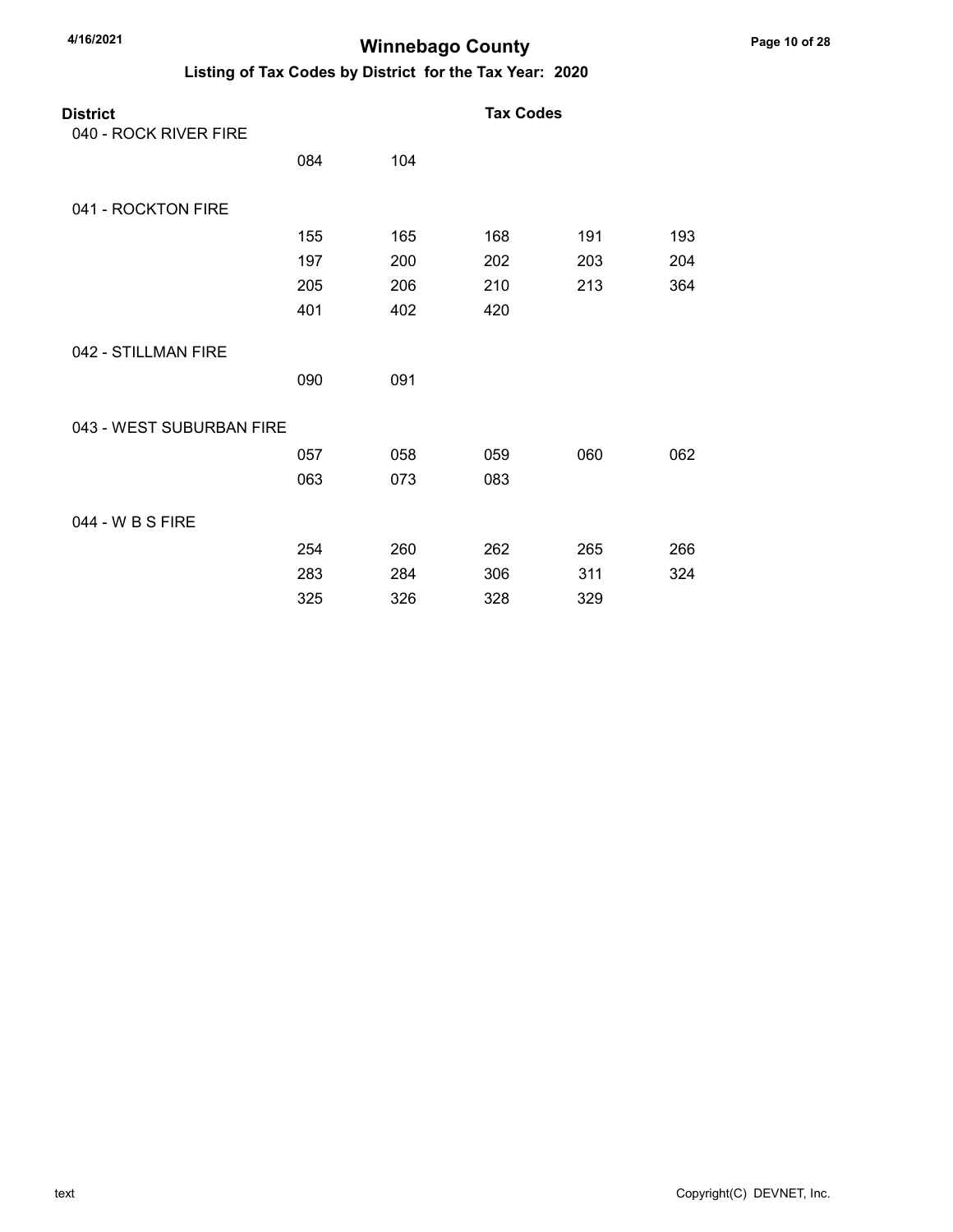# Winnebago County

## Listing of Tax Codes by District for the Tax Year: 2020

| District | Tax Codes | | | | |
|---|---|---|---|---|---|
| 040 - ROCK RIVER FIRE | | | | | |
| | 084 | 104 | | | |
| 041 - ROCKTON FIRE | | | | | |
| | 155 | 165 | 168 | 191 | 193 |
| | 197 | 200 | 202 | 203 | 204 |
| | 205 | 206 | 210 | 213 | 364 |
| | 401 | 402 | 420 | | |
| 042 - STILLMAN FIRE | | | | | |
| | 090 | 091 | | | |
| 043 - WEST SUBURBAN FIRE | | | | | |
| | 057 | 058 | 059 | 060 | 062 |
| | 063 | 073 | 083 | | |
| 044 - W B S FIRE | | | | | |
| | 254 | 260 | 262 | 265 | 266 |
| | 283 | 284 | 306 | 311 | 324 |
| | 325 | 326 | 328 | 329 | |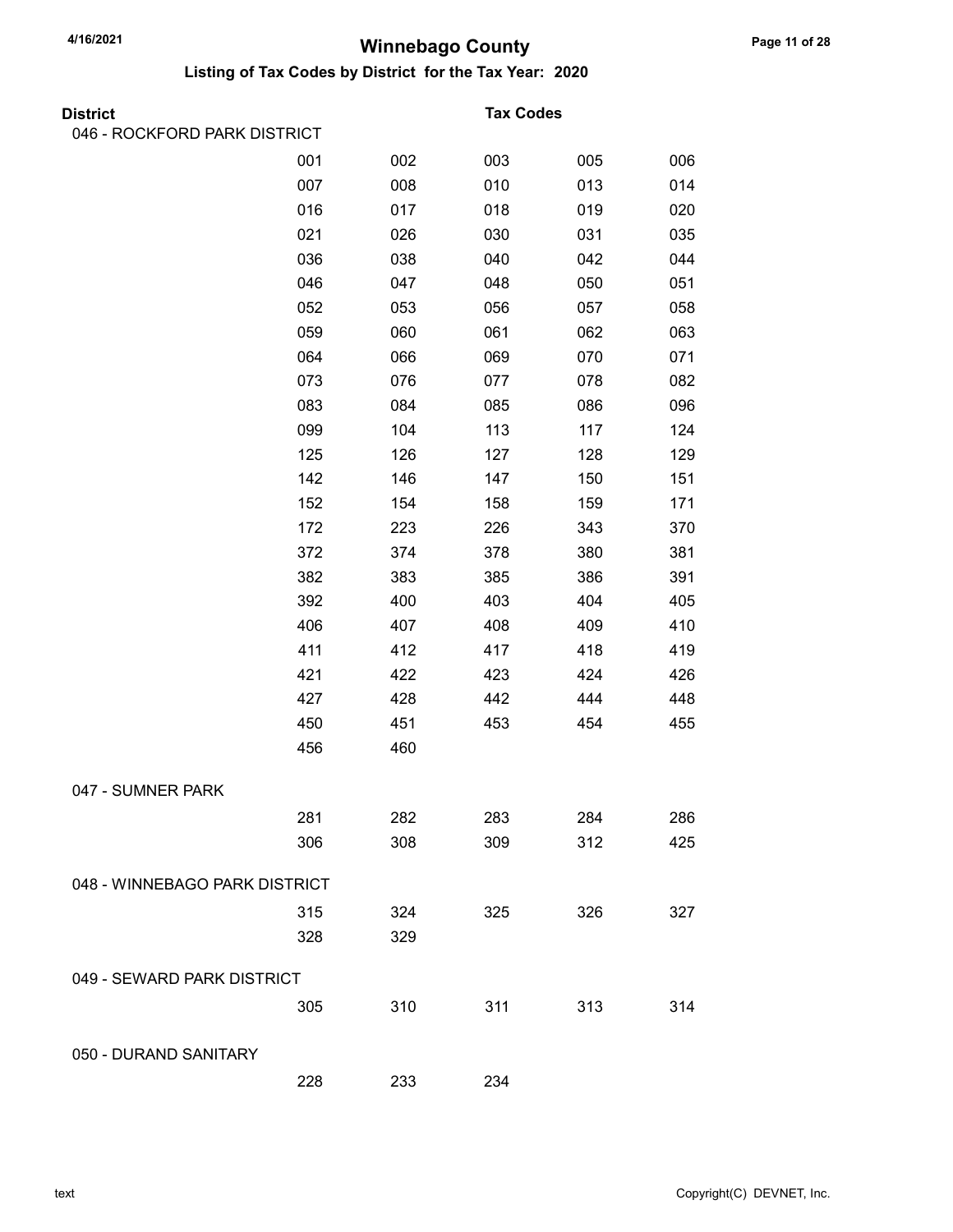# Winnebago County

## Listing of Tax Codes by District for the Tax Year: 2020

| District | Tax Codes | | | | |
|---|---|---|---|---|---|
| 046 - ROCKFORD PARK DISTRICT | | | | | |
| | 001 | 002 | 003 | 005 | 006 |
| | 007 | 008 | 010 | 013 | 014 |
| | 016 | 017 | 018 | 019 | 020 |
| | 021 | 026 | 030 | 031 | 035 |
| | 036 | 038 | 040 | 042 | 044 |
| | 046 | 047 | 048 | 050 | 051 |
| | 052 | 053 | 056 | 057 | 058 |
| | 059 | 060 | 061 | 062 | 063 |
| | 064 | 066 | 069 | 070 | 071 |
| | 073 | 076 | 077 | 078 | 082 |
| | 083 | 084 | 085 | 086 | 096 |
| | 099 | 104 | 113 | 117 | 124 |
| | 125 | 126 | 127 | 128 | 129 |
| | 142 | 146 | 147 | 150 | 151 |
| | 152 | 154 | 158 | 159 | 171 |
| | 172 | 223 | 226 | 343 | 370 |
| | 372 | 374 | 378 | 380 | 381 |
| | 382 | 383 | 385 | 386 | 391 |
| | 392 | 400 | 403 | 404 | 405 |
| | 406 | 407 | 408 | 409 | 410 |
| | 411 | 412 | 417 | 418 | 419 |
| | 421 | 422 | 423 | 424 | 426 |
| | 427 | 428 | 442 | 444 | 448 |
| | 450 | 451 | 453 | 454 | 455 |
| | 456 | 460 | | | |
| 047 - SUMNER PARK | | | | | |
| | 281 | 282 | 283 | 284 | 286 |
| | 306 | 308 | 309 | 312 | 425 |
| 048 - WINNEBAGO PARK DISTRICT | | | | | |
| | 315 | 324 | 325 | 326 | 327 |
| | 328 | 329 | | | |
| 049 - SEWARD PARK DISTRICT | | | | | |
| | 305 | 310 | 311 | 313 | 314 |
| 050 - DURAND SANITARY | | | | | |
| | 228 | 233 | 234 | | |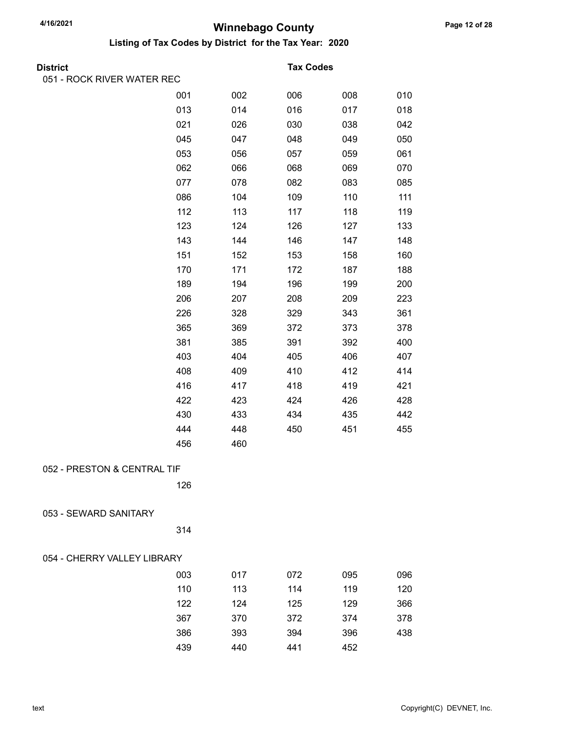# Winnebago County

## Listing of Tax Codes by District for the Tax Year: 2020

**District** | **Tax Codes**

### 051 - ROCK RIVER WATER REC

| | | | | |
|---|---|---|---|---|
| 001 | 002 | 006 | 008 | 010 |
| 013 | 014 | 016 | 017 | 018 |
| 021 | 026 | 030 | 038 | 042 |
| 045 | 047 | 048 | 049 | 050 |
| 053 | 056 | 057 | 059 | 061 |
| 062 | 066 | 068 | 069 | 070 |
| 077 | 078 | 082 | 083 | 085 |
| 086 | 104 | 109 | 110 | 111 |
| 112 | 113 | 117 | 118 | 119 |
| 123 | 124 | 126 | 127 | 133 |
| 143 | 144 | 146 | 147 | 148 |
| 151 | 152 | 153 | 158 | 160 |
| 170 | 171 | 172 | 187 | 188 |
| 189 | 194 | 196 | 199 | 200 |
| 206 | 207 | 208 | 209 | 223 |
| 226 | 328 | 329 | 343 | 361 |
| 365 | 369 | 372 | 373 | 378 |
| 381 | 385 | 391 | 392 | 400 |
| 403 | 404 | 405 | 406 | 407 |
| 408 | 409 | 410 | 412 | 414 |
| 416 | 417 | 418 | 419 | 421 |
| 422 | 423 | 424 | 426 | 428 |
| 430 | 433 | 434 | 435 | 442 |
| 444 | 448 | 450 | 451 | 455 |
| 456 | 460 | | | |

### 052 - PRESTON & CENTRAL TIF

| | | | | |
|---|---|---|---|---|
| 126 | | | | |

### 053 - SEWARD SANITARY

| | | | | |
|---|---|---|---|---|
| 314 | | | | |

### 054 - CHERRY VALLEY LIBRARY

| | | | | |
|---|---|---|---|---|
| 003 | 017 | 072 | 095 | 096 |
| 110 | 113 | 114 | 119 | 120 |
| 122 | 124 | 125 | 129 | 366 |
| 367 | 370 | 372 | 374 | 378 |
| 386 | 393 | 394 | 396 | 438 |
| 439 | 440 | 441 | 452 | |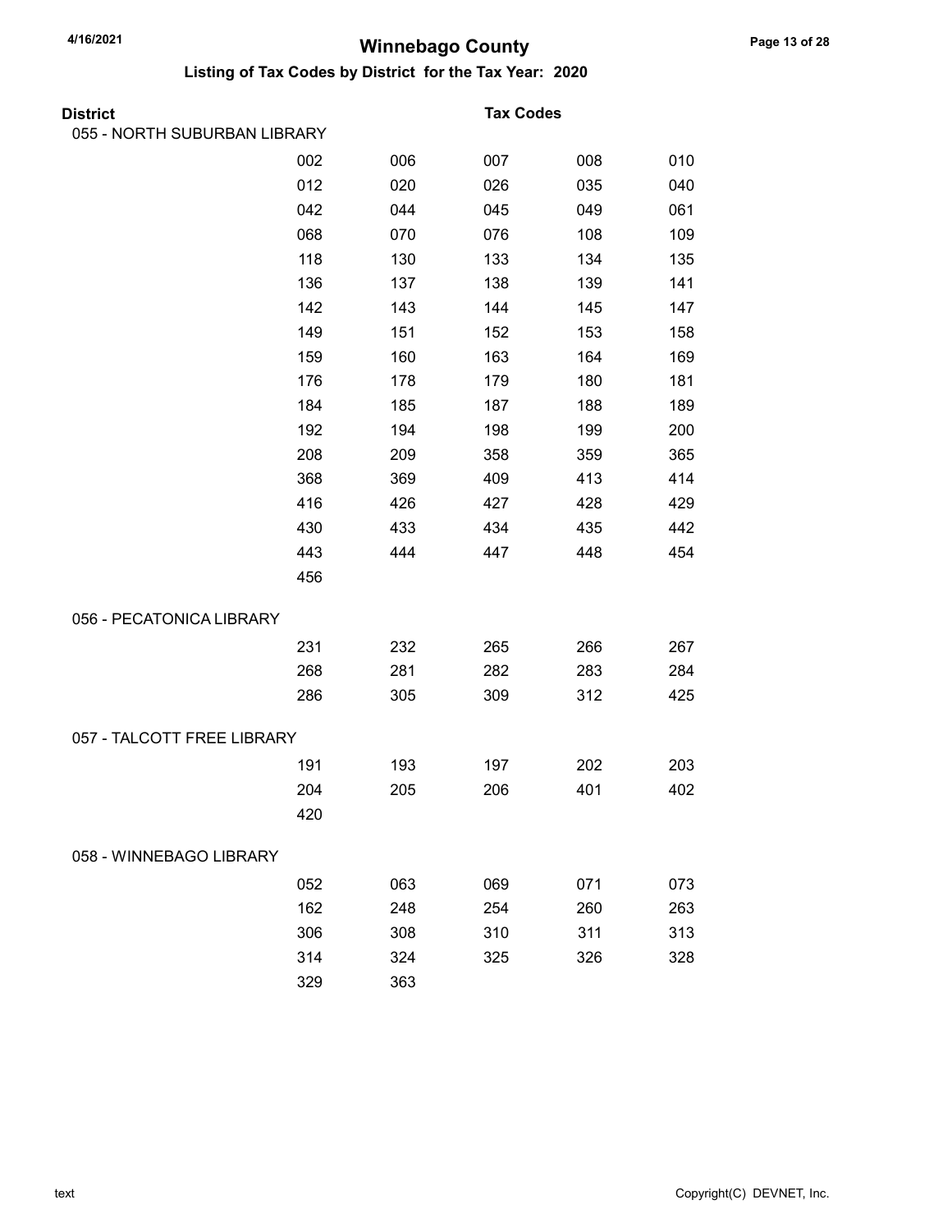# Winnebago County

## Listing of Tax Codes by District for the Tax Year: 2020

| District | Tax Codes | | | | |
|---|---|---|---|---|---|
| 055 - NORTH SUBURBAN LIBRARY | | | | | |
| | 002 | 006 | 007 | 008 | 010 |
| | 012 | 020 | 026 | 035 | 040 |
| | 042 | 044 | 045 | 049 | 061 |
| | 068 | 070 | 076 | 108 | 109 |
| | 118 | 130 | 133 | 134 | 135 |
| | 136 | 137 | 138 | 139 | 141 |
| | 142 | 143 | 144 | 145 | 147 |
| | 149 | 151 | 152 | 153 | 158 |
| | 159 | 160 | 163 | 164 | 169 |
| | 176 | 178 | 179 | 180 | 181 |
| | 184 | 185 | 187 | 188 | 189 |
| | 192 | 194 | 198 | 199 | 200 |
| | 208 | 209 | 358 | 359 | 365 |
| | 368 | 369 | 409 | 413 | 414 |
| | 416 | 426 | 427 | 428 | 429 |
| | 430 | 433 | 434 | 435 | 442 |
| | 443 | 444 | 447 | 448 | 454 |
| | 456 | | | | |
| 056 - PECATONICA LIBRARY | | | | | |
| | 231 | 232 | 265 | 266 | 267 |
| | 268 | 281 | 282 | 283 | 284 |
| | 286 | 305 | 309 | 312 | 425 |
| 057 - TALCOTT FREE LIBRARY | | | | | |
| | 191 | 193 | 197 | 202 | 203 |
| | 204 | 205 | 206 | 401 | 402 |
| | 420 | | | | |
| 058 - WINNEBAGO LIBRARY | | | | | |
| | 052 | 063 | 069 | 071 | 073 |
| | 162 | 248 | 254 | 260 | 263 |
| | 306 | 308 | 310 | 311 | 313 |
| | 314 | 324 | 325 | 326 | 328 |
| | 329 | 363 | | | |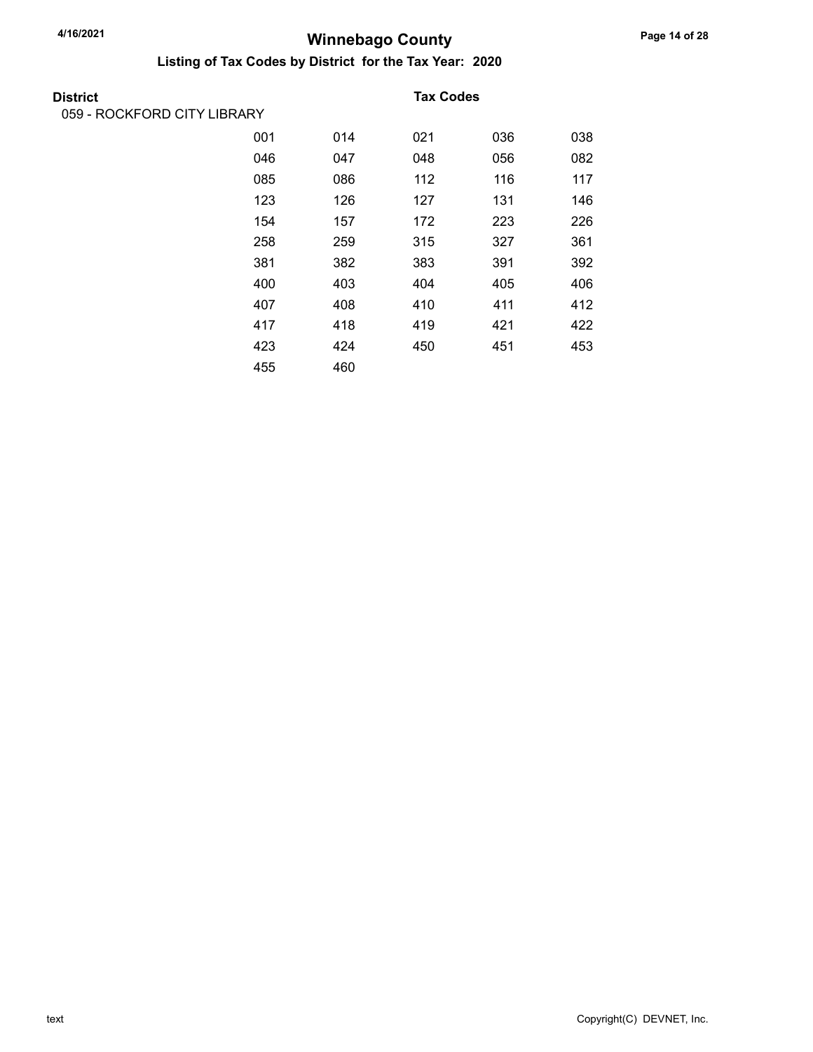# Winnebago County

## Listing of Tax Codes by District for the Tax Year: 2020

| District | Tax Codes | | | | |
|---|---|---|---|---|---|
| 059 - ROCKFORD CITY LIBRARY | | | | | |
| | 001 | 014 | 021 | 036 | 038 |
| | 046 | 047 | 048 | 056 | 082 |
| | 085 | 086 | 112 | 116 | 117 |
| | 123 | 126 | 127 | 131 | 146 |
| | 154 | 157 | 172 | 223 | 226 |
| | 258 | 259 | 315 | 327 | 361 |
| | 381 | 382 | 383 | 391 | 392 |
| | 400 | 403 | 404 | 405 | 406 |
| | 407 | 408 | 410 | 411 | 412 |
| | 417 | 418 | 419 | 421 | 422 |
| | 423 | 424 | 450 | 451 | 453 |
| | 455 | 460 | | | |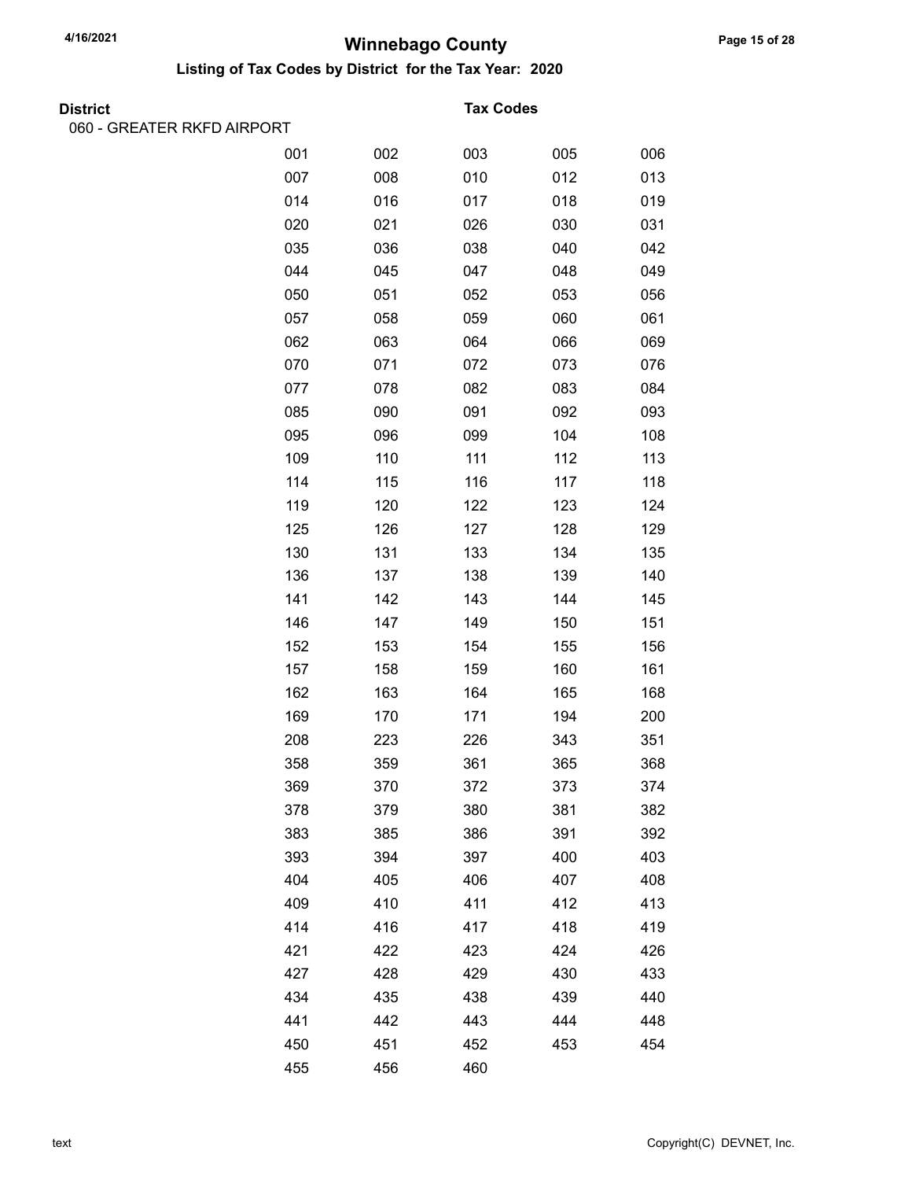# Winnebago County

## Listing of Tax Codes by District for the Tax Year: 2020

**District** | **Tax Codes**

060 - GREATER RKFD AIRPORT

| | | | | |
|---|---|---|---|---|
| 001 | 002 | 003 | 005 | 006 |
| 007 | 008 | 010 | 012 | 013 |
| 014 | 016 | 017 | 018 | 019 |
| 020 | 021 | 026 | 030 | 031 |
| 035 | 036 | 038 | 040 | 042 |
| 044 | 045 | 047 | 048 | 049 |
| 050 | 051 | 052 | 053 | 056 |
| 057 | 058 | 059 | 060 | 061 |
| 062 | 063 | 064 | 066 | 069 |
| 070 | 071 | 072 | 073 | 076 |
| 077 | 078 | 082 | 083 | 084 |
| 085 | 090 | 091 | 092 | 093 |
| 095 | 096 | 099 | 104 | 108 |
| 109 | 110 | 111 | 112 | 113 |
| 114 | 115 | 116 | 117 | 118 |
| 119 | 120 | 122 | 123 | 124 |
| 125 | 126 | 127 | 128 | 129 |
| 130 | 131 | 133 | 134 | 135 |
| 136 | 137 | 138 | 139 | 140 |
| 141 | 142 | 143 | 144 | 145 |
| 146 | 147 | 149 | 150 | 151 |
| 152 | 153 | 154 | 155 | 156 |
| 157 | 158 | 159 | 160 | 161 |
| 162 | 163 | 164 | 165 | 168 |
| 169 | 170 | 171 | 194 | 200 |
| 208 | 223 | 226 | 343 | 351 |
| 358 | 359 | 361 | 365 | 368 |
| 369 | 370 | 372 | 373 | 374 |
| 378 | 379 | 380 | 381 | 382 |
| 383 | 385 | 386 | 391 | 392 |
| 393 | 394 | 397 | 400 | 403 |
| 404 | 405 | 406 | 407 | 408 |
| 409 | 410 | 411 | 412 | 413 |
| 414 | 416 | 417 | 418 | 419 |
| 421 | 422 | 423 | 424 | 426 |
| 427 | 428 | 429 | 430 | 433 |
| 434 | 435 | 438 | 439 | 440 |
| 441 | 442 | 443 | 444 | 448 |
| 450 | 451 | 452 | 453 | 454 |
| 455 | 456 | 460 | | |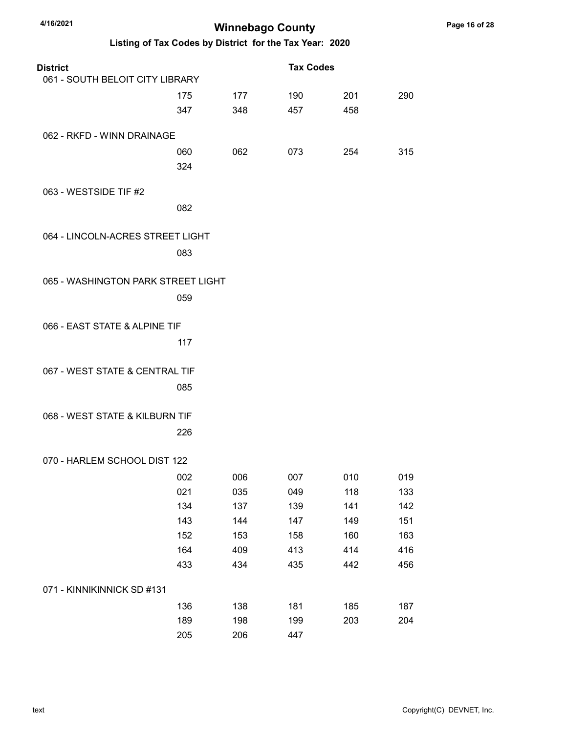# Winnebago County

## Listing of Tax Codes by District for the Tax Year: 2020

| District | Tax Codes | | | | |
|---|---|---|---|---|---|
| 061 - SOUTH BELOIT CITY LIBRARY | | | | | |
| | 175 | 177 | 190 | 201 | 290 |
| | 347 | 348 | 457 | 458 | |
| 062 - RKFD - WINN DRAINAGE | | | | | |
| | 060 | 062 | 073 | 254 | 315 |
| | 324 | | | | |
| 063 - WESTSIDE TIF #2 | | | | | |
| | 082 | | | | |
| 064 - LINCOLN-ACRES STREET LIGHT | | | | | |
| | 083 | | | | |
| 065 - WASHINGTON PARK STREET LIGHT | | | | | |
| | 059 | | | | |
| 066 - EAST STATE & ALPINE TIF | | | | | |
| | 117 | | | | |
| 067 - WEST STATE & CENTRAL TIF | | | | | |
| | 085 | | | | |
| 068 - WEST STATE & KILBURN TIF | | | | | |
| | 226 | | | | |
| 070 - HARLEM SCHOOL DIST 122 | | | | | |
| | 002 | 006 | 007 | 010 | 019 |
| | 021 | 035 | 049 | 118 | 133 |
| | 134 | 137 | 139 | 141 | 142 |
| | 143 | 144 | 147 | 149 | 151 |
| | 152 | 153 | 158 | 160 | 163 |
| | 164 | 409 | 413 | 414 | 416 |
| | 433 | 434 | 435 | 442 | 456 |
| 071 - KINNIKINNICK SD #131 | | | | | |
| | 136 | 138 | 181 | 185 | 187 |
| | 189 | 198 | 199 | 203 | 204 |
| | 205 | 206 | 447 | | |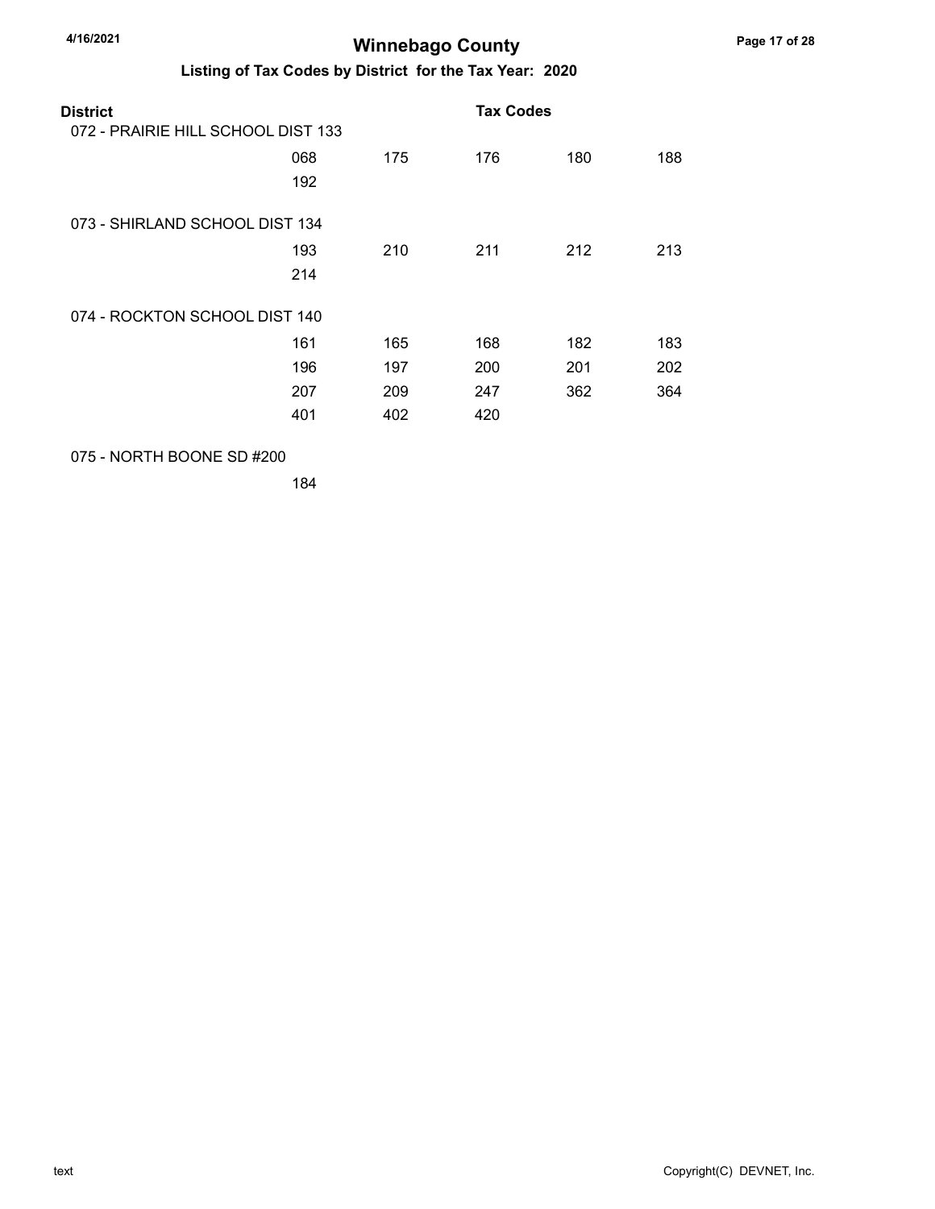# Winnebago County

## Listing of Tax Codes by District for the Tax Year: 2020

| District | Tax Codes | | | | |
|---|---|---|---|---|---|
| 072 - PRAIRIE HILL SCHOOL DIST 133 | | | | | |
| | 068 | 175 | 176 | 180 | 188 |
| | 192 | | | | |
| 073 - SHIRLAND SCHOOL DIST 134 | | | | | |
| | 193 | 210 | 211 | 212 | 213 |
| | 214 | | | | |
| 074 - ROCKTON SCHOOL DIST 140 | | | | | |
| | 161 | 165 | 168 | 182 | 183 |
| | 196 | 197 | 200 | 201 | 202 |
| | 207 | 209 | 247 | 362 | 364 |
| | 401 | 402 | 420 | | |
| 075 - NORTH BOONE SD #200 | | | | | |
| | 184 | | | | |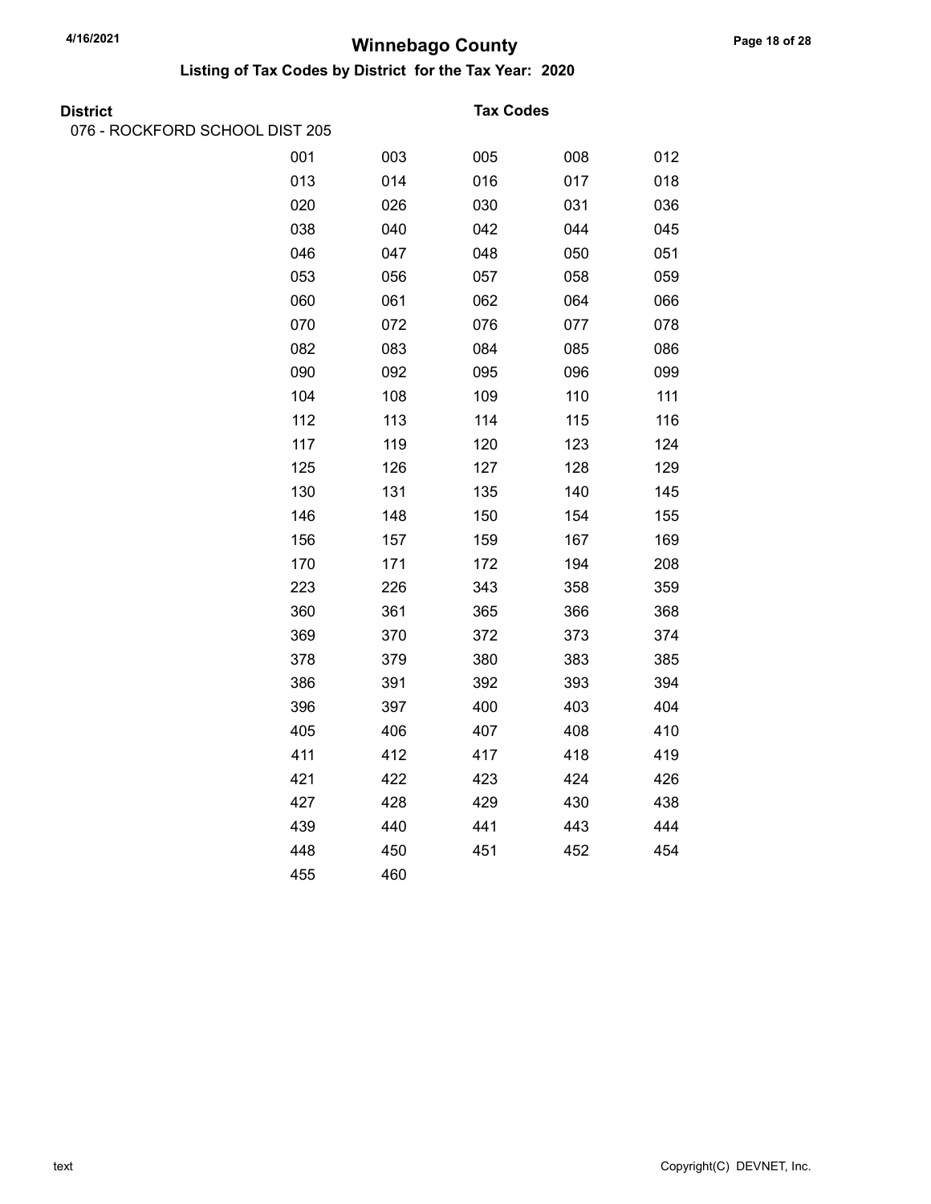# Winnebago County

## Listing of Tax Codes by District for the Tax Year: 2020

| District | Tax Codes | | | | |
|---|---|---|---|---|---|
| 076 - ROCKFORD SCHOOL DIST 205 | | | | | |
| | 001 | 003 | 005 | 008 | 012 |
| | 013 | 014 | 016 | 017 | 018 |
| | 020 | 026 | 030 | 031 | 036 |
| | 038 | 040 | 042 | 044 | 045 |
| | 046 | 047 | 048 | 050 | 051 |
| | 053 | 056 | 057 | 058 | 059 |
| | 060 | 061 | 062 | 064 | 066 |
| | 070 | 072 | 076 | 077 | 078 |
| | 082 | 083 | 084 | 085 | 086 |
| | 090 | 092 | 095 | 096 | 099 |
| | 104 | 108 | 109 | 110 | 111 |
| | 112 | 113 | 114 | 115 | 116 |
| | 117 | 119 | 120 | 123 | 124 |
| | 125 | 126 | 127 | 128 | 129 |
| | 130 | 131 | 135 | 140 | 145 |
| | 146 | 148 | 150 | 154 | 155 |
| | 156 | 157 | 159 | 167 | 169 |
| | 170 | 171 | 172 | 194 | 208 |
| | 223 | 226 | 343 | 358 | 359 |
| | 360 | 361 | 365 | 366 | 368 |
| | 369 | 370 | 372 | 373 | 374 |
| | 378 | 379 | 380 | 383 | 385 |
| | 386 | 391 | 392 | 393 | 394 |
| | 396 | 397 | 400 | 403 | 404 |
| | 405 | 406 | 407 | 408 | 410 |
| | 411 | 412 | 417 | 418 | 419 |
| | 421 | 422 | 423 | 424 | 426 |
| | 427 | 428 | 429 | 430 | 438 |
| | 439 | 440 | 441 | 443 | 444 |
| | 448 | 450 | 451 | 452 | 454 |
| | 455 | 460 | | | |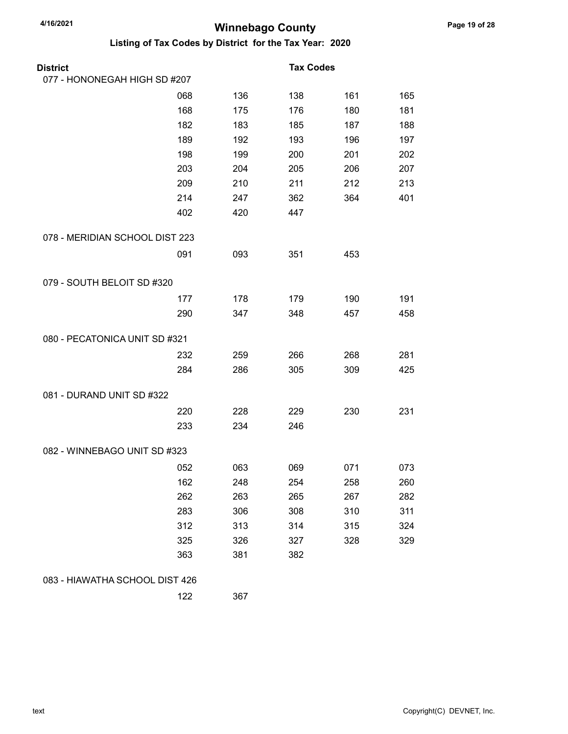# Winnebago County

## Listing of Tax Codes by District for the Tax Year: 2020

| District | Tax Codes | | | | |
|---|---|---|---|---|---|
| **077 - HONONEGAH HIGH SD #207** | | | | | |
| | 068 | 136 | 138 | 161 | 165 |
| | 168 | 175 | 176 | 180 | 181 |
| | 182 | 183 | 185 | 187 | 188 |
| | 189 | 192 | 193 | 196 | 197 |
| | 198 | 199 | 200 | 201 | 202 |
| | 203 | 204 | 205 | 206 | 207 |
| | 209 | 210 | 211 | 212 | 213 |
| | 214 | 247 | 362 | 364 | 401 |
| | 402 | 420 | 447 | | |
| **078 - MERIDIAN SCHOOL DIST 223** | | | | | |
| | 091 | 093 | 351 | 453 | |
| **079 - SOUTH BELOIT SD #320** | | | | | |
| | 177 | 178 | 179 | 190 | 191 |
| | 290 | 347 | 348 | 457 | 458 |
| **080 - PECATONICA UNIT SD #321** | | | | | |
| | 232 | 259 | 266 | 268 | 281 |
| | 284 | 286 | 305 | 309 | 425 |
| **081 - DURAND UNIT SD #322** | | | | | |
| | 220 | 228 | 229 | 230 | 231 |
| | 233 | 234 | 246 | | |
| **082 - WINNEBAGO UNIT SD #323** | | | | | |
| | 052 | 063 | 069 | 071 | 073 |
| | 162 | 248 | 254 | 258 | 260 |
| | 262 | 263 | 265 | 267 | 282 |
| | 283 | 306 | 308 | 310 | 311 |
| | 312 | 313 | 314 | 315 | 324 |
| | 325 | 326 | 327 | 328 | 329 |
| | 363 | 381 | 382 | | |
| **083 - HIAWATHA SCHOOL DIST 426** | | | | | |
| | 122 | 367 | | | |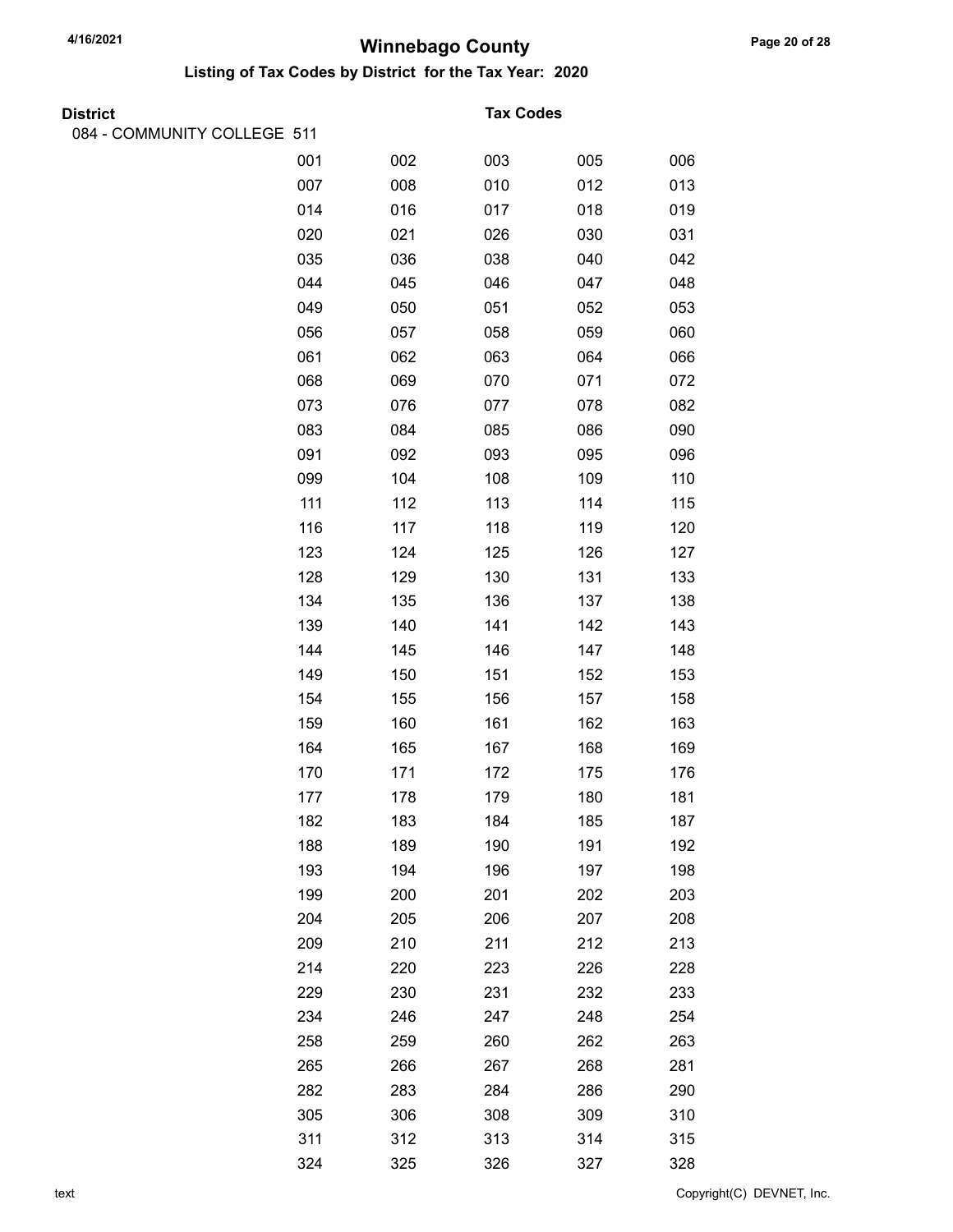# Winnebago County

## Listing of Tax Codes by District for the Tax Year: 2020

| District | Tax Codes | | | | |
|---|---|---|---|---|---|
| 084 - COMMUNITY COLLEGE 511 | | | | | |
| | 001 | 002 | 003 | 005 | 006 |
| | 007 | 008 | 010 | 012 | 013 |
| | 014 | 016 | 017 | 018 | 019 |
| | 020 | 021 | 026 | 030 | 031 |
| | 035 | 036 | 038 | 040 | 042 |
| | 044 | 045 | 046 | 047 | 048 |
| | 049 | 050 | 051 | 052 | 053 |
| | 056 | 057 | 058 | 059 | 060 |
| | 061 | 062 | 063 | 064 | 066 |
| | 068 | 069 | 070 | 071 | 072 |
| | 073 | 076 | 077 | 078 | 082 |
| | 083 | 084 | 085 | 086 | 090 |
| | 091 | 092 | 093 | 095 | 096 |
| | 099 | 104 | 108 | 109 | 110 |
| | 111 | 112 | 113 | 114 | 115 |
| | 116 | 117 | 118 | 119 | 120 |
| | 123 | 124 | 125 | 126 | 127 |
| | 128 | 129 | 130 | 131 | 133 |
| | 134 | 135 | 136 | 137 | 138 |
| | 139 | 140 | 141 | 142 | 143 |
| | 144 | 145 | 146 | 147 | 148 |
| | 149 | 150 | 151 | 152 | 153 |
| | 154 | 155 | 156 | 157 | 158 |
| | 159 | 160 | 161 | 162 | 163 |
| | 164 | 165 | 167 | 168 | 169 |
| | 170 | 171 | 172 | 175 | 176 |
| | 177 | 178 | 179 | 180 | 181 |
| | 182 | 183 | 184 | 185 | 187 |
| | 188 | 189 | 190 | 191 | 192 |
| | 193 | 194 | 196 | 197 | 198 |
| | 199 | 200 | 201 | 202 | 203 |
| | 204 | 205 | 206 | 207 | 208 |
| | 209 | 210 | 211 | 212 | 213 |
| | 214 | 220 | 223 | 226 | 228 |
| | 229 | 230 | 231 | 232 | 233 |
| | 234 | 246 | 247 | 248 | 254 |
| | 258 | 259 | 260 | 262 | 263 |
| | 265 | 266 | 267 | 268 | 281 |
| | 282 | 283 | 284 | 286 | 290 |
| | 305 | 306 | 308 | 309 | 310 |
| | 311 | 312 | 313 | 314 | 315 |
| | 324 | 325 | 326 | 327 | 328 |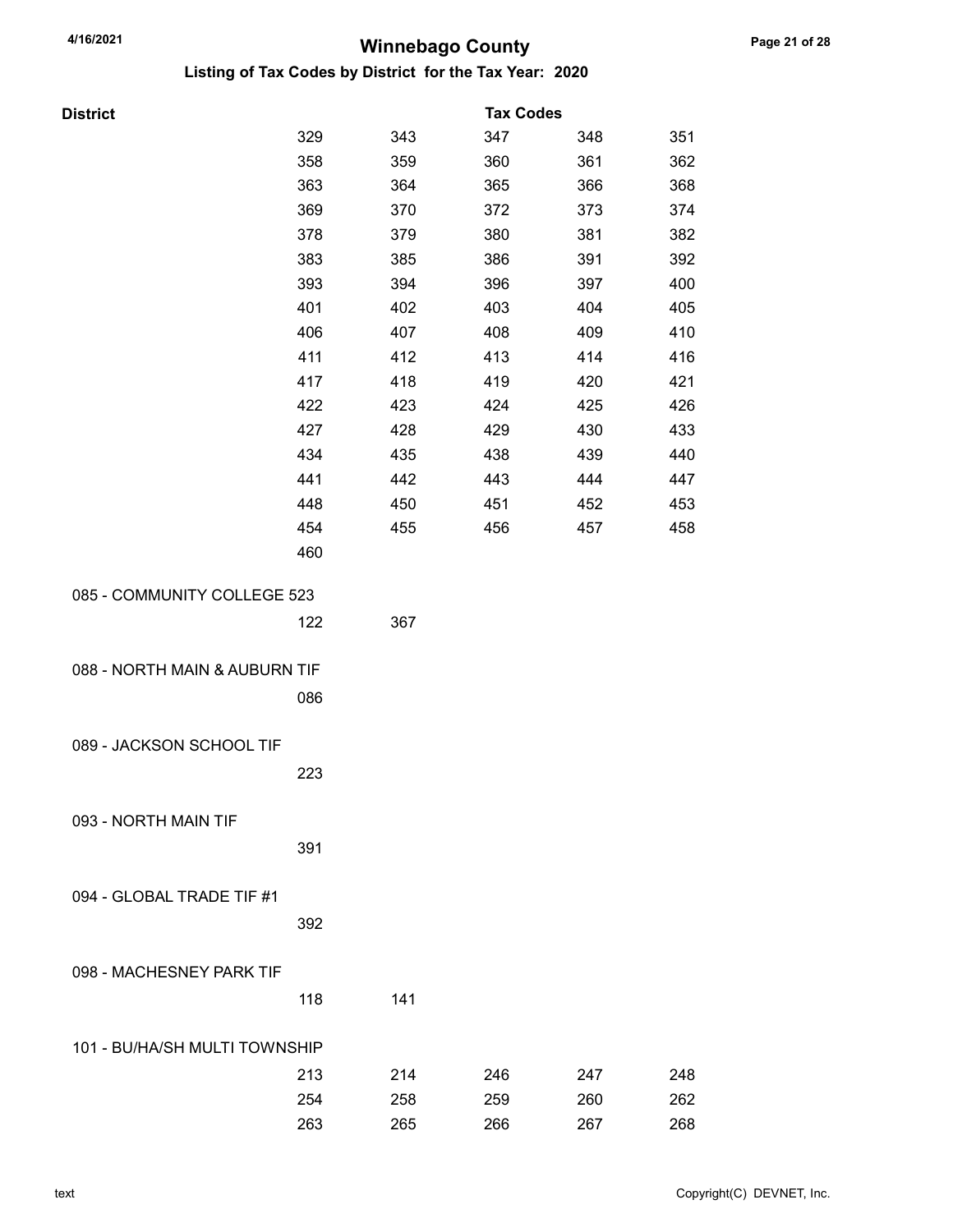# Winnebago County

## Listing of Tax Codes by District for the Tax Year: 2020

| District | Tax Codes | | | | |
|---|---|---|---|---|---|
| | 329 | 343 | 347 | 348 | 351 |
| | 358 | 359 | 360 | 361 | 362 |
| | 363 | 364 | 365 | 366 | 368 |
| | 369 | 370 | 372 | 373 | 374 |
| | 378 | 379 | 380 | 381 | 382 |
| | 383 | 385 | 386 | 391 | 392 |
| | 393 | 394 | 396 | 397 | 400 |
| | 401 | 402 | 403 | 404 | 405 |
| | 406 | 407 | 408 | 409 | 410 |
| | 411 | 412 | 413 | 414 | 416 |
| | 417 | 418 | 419 | 420 | 421 |
| | 422 | 423 | 424 | 425 | 426 |
| | 427 | 428 | 429 | 430 | 433 |
| | 434 | 435 | 438 | 439 | 440 |
| | 441 | 442 | 443 | 444 | 447 |
| | 448 | 450 | 451 | 452 | 453 |
| | 454 | 455 | 456 | 457 | 458 |
| | 460 | | | | |
| 085 - COMMUNITY COLLEGE 523 | | | | | |
| | 122 | 367 | | | |
| 088 - NORTH MAIN & AUBURN TIF | | | | | |
| | 086 | | | | |
| 089 - JACKSON SCHOOL TIF | | | | | |
| | 223 | | | | |
| 093 - NORTH MAIN TIF | | | | | |
| | 391 | | | | |
| 094 - GLOBAL TRADE TIF #1 | | | | | |
| | 392 | | | | |
| 098 - MACHESNEY PARK TIF | | | | | |
| | 118 | 141 | | | |
| 101 - BU/HA/SH MULTI TOWNSHIP | | | | | |
| | 213 | 214 | 246 | 247 | 248 |
| | 254 | 258 | 259 | 260 | 262 |
| | 263 | 265 | 266 | 267 | 268 |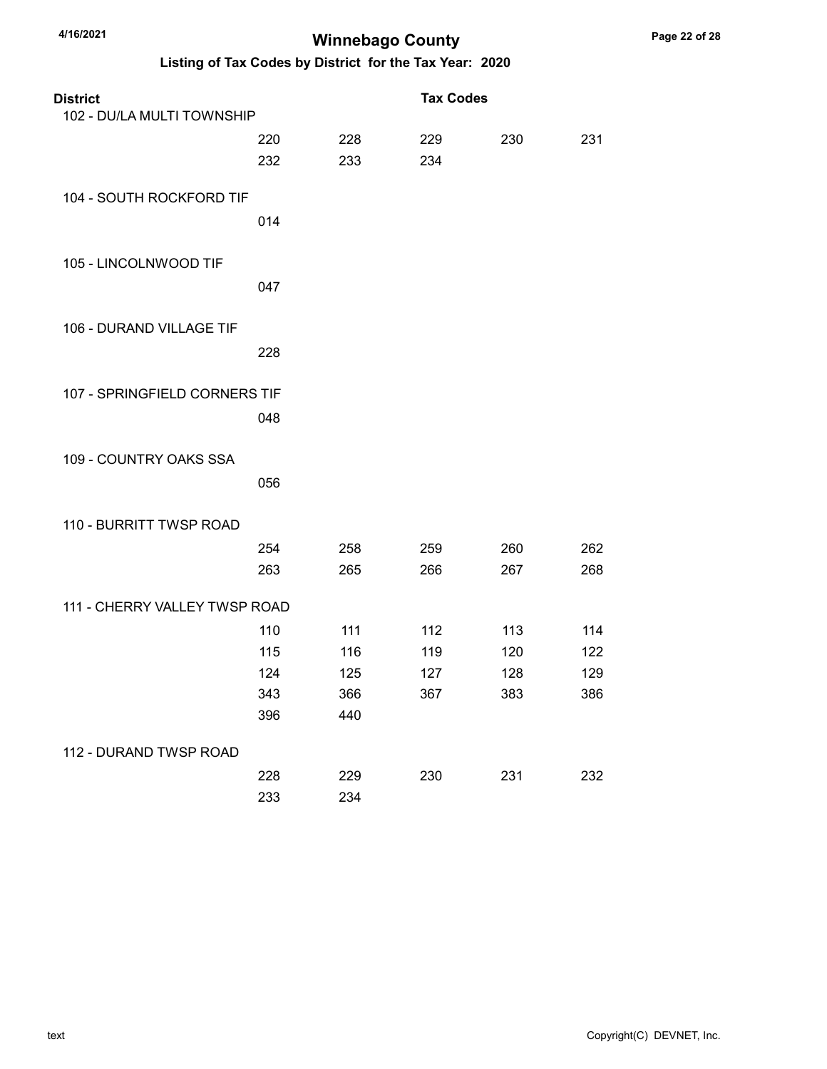# Winnebago County

## Listing of Tax Codes by District for the Tax Year: 2020

| District | Tax Codes | | | | |
|---|---|---|---|---|---|
| 102 - DU/LA MULTI TOWNSHIP | | | | | |
| | 220 | 228 | 229 | 230 | 231 |
| | 232 | 233 | 234 | | |
| 104 - SOUTH ROCKFORD TIF | | | | | |
| | 014 | | | | |
| 105 - LINCOLNWOOD TIF | | | | | |
| | 047 | | | | |
| 106 - DURAND VILLAGE TIF | | | | | |
| | 228 | | | | |
| 107 - SPRINGFIELD CORNERS TIF | | | | | |
| | 048 | | | | |
| 109 - COUNTRY OAKS SSA | | | | | |
| | 056 | | | | |
| 110 - BURRITT TWSP ROAD | | | | | |
| | 254 | 258 | 259 | 260 | 262 |
| | 263 | 265 | 266 | 267 | 268 |
| 111 - CHERRY VALLEY TWSP ROAD | | | | | |
| | 110 | 111 | 112 | 113 | 114 |
| | 115 | 116 | 119 | 120 | 122 |
| | 124 | 125 | 127 | 128 | 129 |
| | 343 | 366 | 367 | 383 | 386 |
| | 396 | 440 | | | |
| 112 - DURAND TWSP ROAD | | | | | |
| | 228 | 229 | 230 | 231 | 232 |
| | 233 | 234 | | | |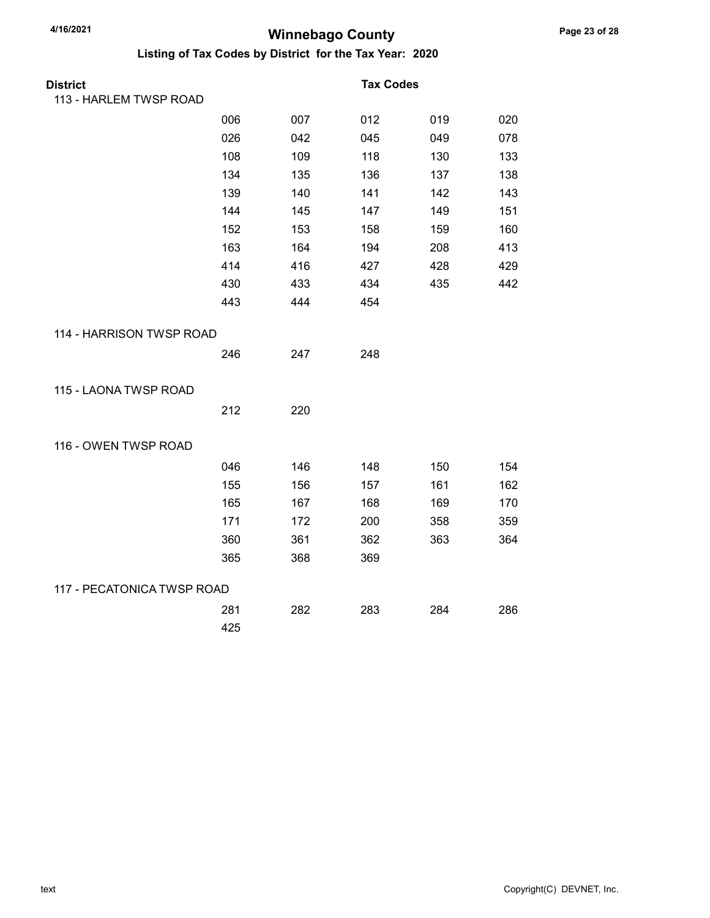# Winnebago County

## Listing of Tax Codes by District for the Tax Year: 2020

**District** — **Tax Codes**

### 113 - HARLEM TWSP ROAD

| | | | | |
|---|---|---|---|---|
| 006 | 007 | 012 | 019 | 020 |
| 026 | 042 | 045 | 049 | 078 |
| 108 | 109 | 118 | 130 | 133 |
| 134 | 135 | 136 | 137 | 138 |
| 139 | 140 | 141 | 142 | 143 |
| 144 | 145 | 147 | 149 | 151 |
| 152 | 153 | 158 | 159 | 160 |
| 163 | 164 | 194 | 208 | 413 |
| 414 | 416 | 427 | 428 | 429 |
| 430 | 433 | 434 | 435 | 442 |
| 443 | 444 | 454 | | |

### 114 - HARRISON TWSP ROAD

| | | |
|---|---|---|
| 246 | 247 | 248 |

### 115 - LAONA TWSP ROAD

| | |
|---|---|
| 212 | 220 |

### 116 - OWEN TWSP ROAD

| | | | | |
|---|---|---|---|---|
| 046 | 146 | 148 | 150 | 154 |
| 155 | 156 | 157 | 161 | 162 |
| 165 | 167 | 168 | 169 | 170 |
| 171 | 172 | 200 | 358 | 359 |
| 360 | 361 | 362 | 363 | 364 |
| 365 | 368 | 369 | | |

### 117 - PECATONICA TWSP ROAD

| | | | | |
|---|---|---|---|---|
| 281 | 282 | 283 | 284 | 286 |
| 425 | | | | |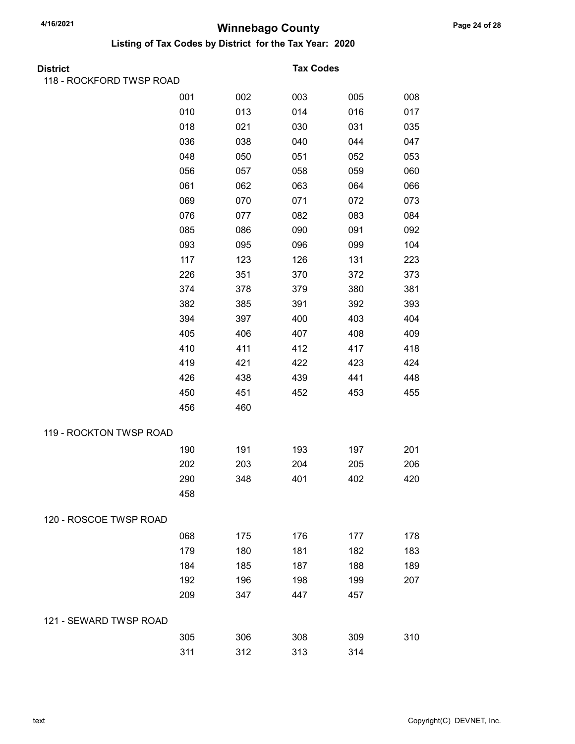# Winnebago County

## Listing of Tax Codes by District for the Tax Year: 2020

**District** — **Tax Codes**

### 118 - ROCKFORD TWSP ROAD

| | | | | |
|---|---|---|---|---|
| 001 | 002 | 003 | 005 | 008 |
| 010 | 013 | 014 | 016 | 017 |
| 018 | 021 | 030 | 031 | 035 |
| 036 | 038 | 040 | 044 | 047 |
| 048 | 050 | 051 | 052 | 053 |
| 056 | 057 | 058 | 059 | 060 |
| 061 | 062 | 063 | 064 | 066 |
| 069 | 070 | 071 | 072 | 073 |
| 076 | 077 | 082 | 083 | 084 |
| 085 | 086 | 090 | 091 | 092 |
| 093 | 095 | 096 | 099 | 104 |
| 117 | 123 | 126 | 131 | 223 |
| 226 | 351 | 370 | 372 | 373 |
| 374 | 378 | 379 | 380 | 381 |
| 382 | 385 | 391 | 392 | 393 |
| 394 | 397 | 400 | 403 | 404 |
| 405 | 406 | 407 | 408 | 409 |
| 410 | 411 | 412 | 417 | 418 |
| 419 | 421 | 422 | 423 | 424 |
| 426 | 438 | 439 | 441 | 448 |
| 450 | 451 | 452 | 453 | 455 |
| 456 | 460 | | | |

### 119 - ROCKTON TWSP ROAD

| | | | | |
|---|---|---|---|---|
| 190 | 191 | 193 | 197 | 201 |
| 202 | 203 | 204 | 205 | 206 |
| 290 | 348 | 401 | 402 | 420 |
| 458 | | | | |

### 120 - ROSCOE TWSP ROAD

| | | | | |
|---|---|---|---|---|
| 068 | 175 | 176 | 177 | 178 |
| 179 | 180 | 181 | 182 | 183 |
| 184 | 185 | 187 | 188 | 189 |
| 192 | 196 | 198 | 199 | 207 |
| 209 | 347 | 447 | 457 | |

### 121 - SEWARD TWSP ROAD

| | | | | |
|---|---|---|---|---|
| 305 | 306 | 308 | 309 | 310 |
| 311 | 312 | 313 | 314 | |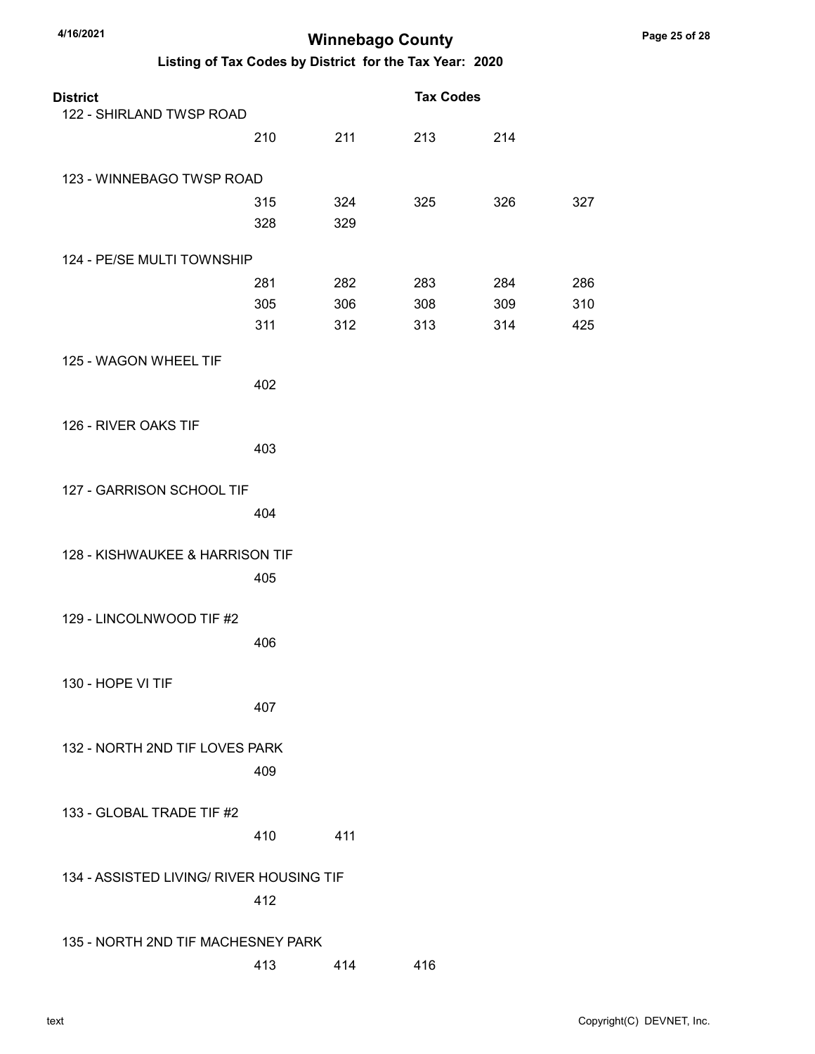# Winnebago County

## Listing of Tax Codes by District for the Tax Year: 2020

| District | Tax Codes | | | | |
|---|---|---|---|---|---|
| 122 - SHIRLAND TWSP ROAD | | | | | |
| | 210 | 211 | 213 | 214 | |
| 123 - WINNEBAGO TWSP ROAD | | | | | |
| | 315 | 324 | 325 | 326 | 327 |
| | 328 | 329 | | | |
| 124 - PE/SE MULTI TOWNSHIP | | | | | |
| | 281 | 282 | 283 | 284 | 286 |
| | 305 | 306 | 308 | 309 | 310 |
| | 311 | 312 | 313 | 314 | 425 |
| 125 - WAGON WHEEL TIF | | | | | |
| | 402 | | | | |
| 126 - RIVER OAKS TIF | | | | | |
| | 403 | | | | |
| 127 - GARRISON SCHOOL TIF | | | | | |
| | 404 | | | | |
| 128 - KISHWAUKEE & HARRISON TIF | | | | | |
| | 405 | | | | |
| 129 - LINCOLNWOOD TIF #2 | | | | | |
| | 406 | | | | |
| 130 - HOPE VI TIF | | | | | |
| | 407 | | | | |
| 132 - NORTH 2ND TIF LOVES PARK | | | | | |
| | 409 | | | | |
| 133 - GLOBAL TRADE TIF #2 | | | | | |
| | 410 | 411 | | | |
| 134 - ASSISTED LIVING/ RIVER HOUSING TIF | | | | | |
| | 412 | | | | |
| 135 - NORTH 2ND TIF MACHESNEY PARK | | | | | |
| | 413 | 414 | 416 | | |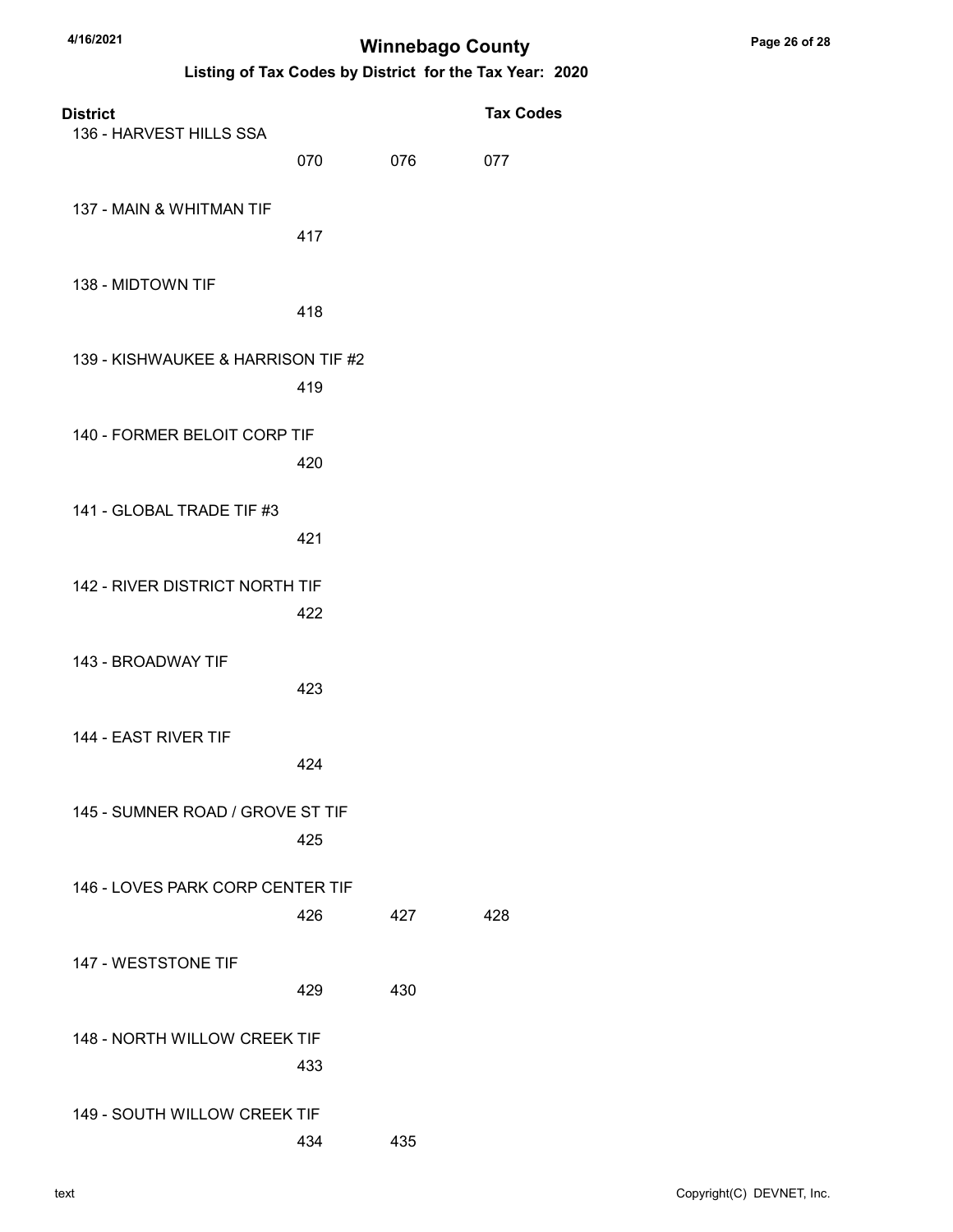# Winnebago County

## Listing of Tax Codes by District for the Tax Year: 2020

| District | Tax Codes | | |
|---|---|---|---|
| 136 - HARVEST HILLS SSA | | | |
| | 070 | 076 | 077 |
| 137 - MAIN & WHITMAN TIF | | | |
| | 417 | | |
| 138 - MIDTOWN TIF | | | |
| | 418 | | |
| 139 - KISHWAUKEE & HARRISON TIF #2 | | | |
| | 419 | | |
| 140 - FORMER BELOIT CORP TIF | | | |
| | 420 | | |
| 141 - GLOBAL TRADE TIF #3 | | | |
| | 421 | | |
| 142 - RIVER DISTRICT NORTH TIF | | | |
| | 422 | | |
| 143 - BROADWAY TIF | | | |
| | 423 | | |
| 144 - EAST RIVER TIF | | | |
| | 424 | | |
| 145 - SUMNER ROAD / GROVE ST TIF | | | |
| | 425 | | |
| 146 - LOVES PARK CORP CENTER TIF | | | |
| | 426 | 427 | 428 |
| 147 - WESTSTONE TIF | | | |
| | 429 | 430 | |
| 148 - NORTH WILLOW CREEK TIF | | | |
| | 433 | | |
| 149 - SOUTH WILLOW CREEK TIF | | | |
| | 434 | 435 | |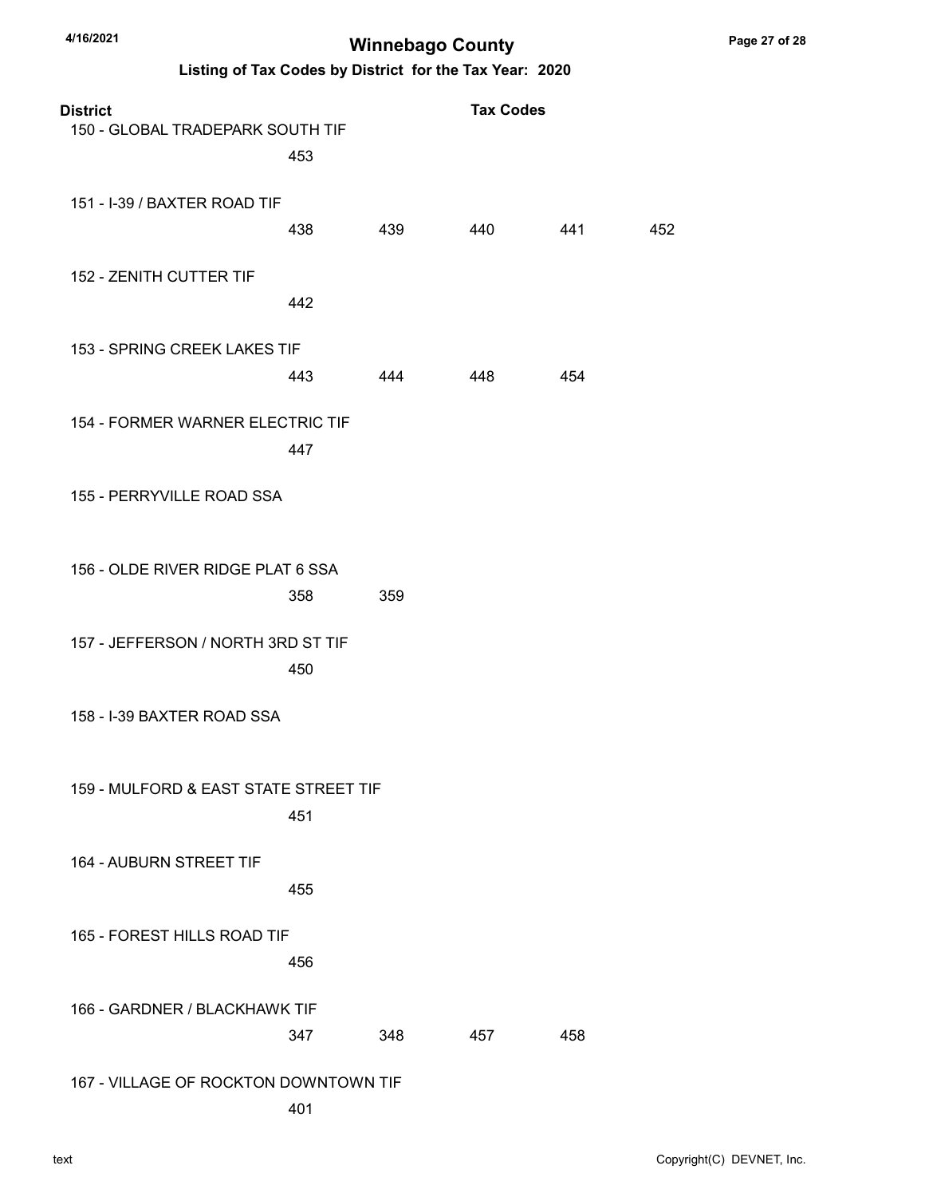# Winnebago County

## Listing of Tax Codes by District for the Tax Year: 2020

| District | Tax Codes | | | | |
|---|---|---|---|---|---|
| 150 - GLOBAL TRADEPARK SOUTH TIF | | | | | |
| | 453 | | | | |
| 151 - I-39 / BAXTER ROAD TIF | | | | | |
| | 438 | 439 | 440 | 441 | 452 |
| 152 - ZENITH CUTTER TIF | | | | | |
| | 442 | | | | |
| 153 - SPRING CREEK LAKES TIF | | | | | |
| | 443 | 444 | 448 | 454 | |
| 154 - FORMER WARNER ELECTRIC TIF | | | | | |
| | 447 | | | | |
| 155 - PERRYVILLE ROAD SSA | | | | | |
| 156 - OLDE RIVER RIDGE PLAT 6 SSA | | | | | |
| | 358 | 359 | | | |
| 157 - JEFFERSON / NORTH 3RD ST TIF | | | | | |
| | 450 | | | | |
| 158 - I-39 BAXTER ROAD SSA | | | | | |
| 159 - MULFORD & EAST STATE STREET TIF | | | | | |
| | 451 | | | | |
| 164 - AUBURN STREET TIF | | | | | |
| | 455 | | | | |
| 165 - FOREST HILLS ROAD TIF | | | | | |
| | 456 | | | | |
| 166 - GARDNER / BLACKHAWK TIF | | | | | |
| | 347 | 348 | 457 | 458 | |
| 167 - VILLAGE OF ROCKTON DOWNTOWN TIF | | | | | |
| | 401 | | | | |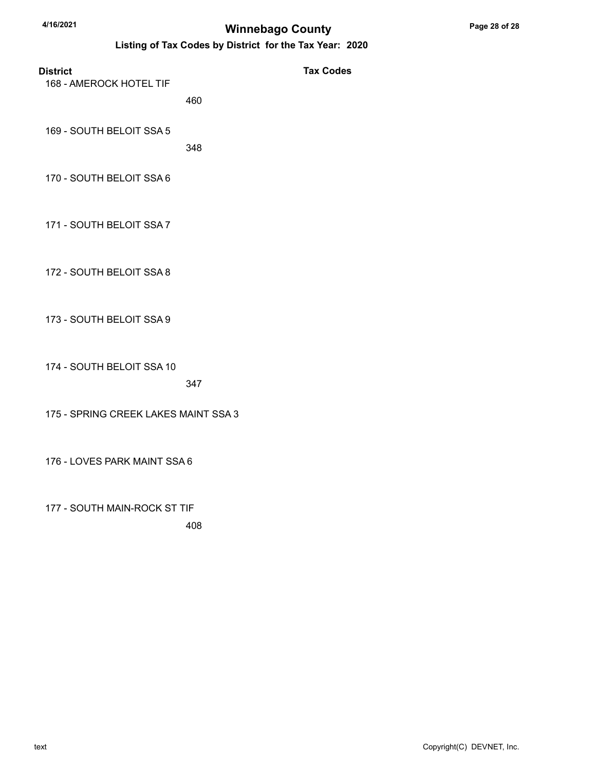# Winnebago County

## Listing of Tax Codes by District for the Tax Year: 2020

| District | Tax Codes |
|---|---|
| 168 - AMEROCK HOTEL TIF | 460 |
| 169 - SOUTH BELOIT SSA 5 | 348 |
| 170 - SOUTH BELOIT SSA 6 | |
| 171 - SOUTH BELOIT SSA 7 | |
| 172 - SOUTH BELOIT SSA 8 | |
| 173 - SOUTH BELOIT SSA 9 | |
| 174 - SOUTH BELOIT SSA 10 | 347 |
| 175 - SPRING CREEK LAKES MAINT SSA 3 | |
| 176 - LOVES PARK MAINT SSA 6 | |
| 177 - SOUTH MAIN-ROCK ST TIF | 408 |